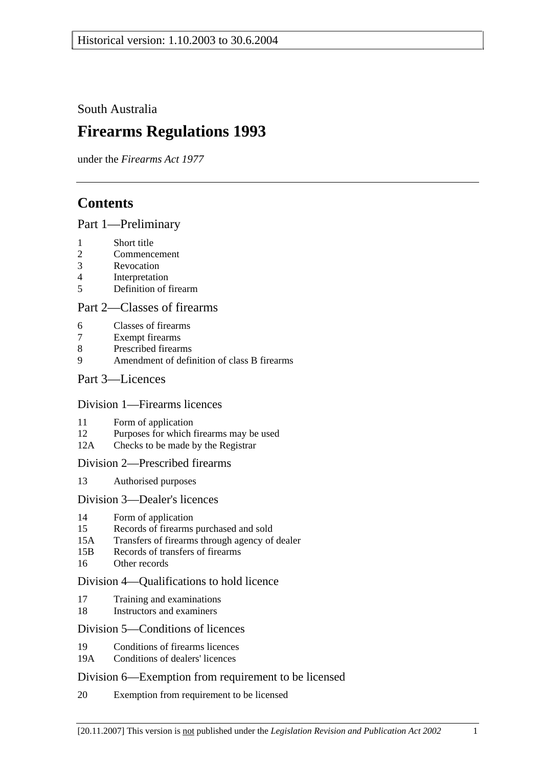Historical version: 1.10.2003 to 30.6.2004

South Australia

# Firearms Regulations 1993

under the *Firearms Act 1977*

## Contents

### Part 1—Preliminary

1 Short title
2 Commencement
3 Revocation
4 Interpretation
5 Definition of firearm

### Part 2—Classes of firearms

6 Classes of firearms
7 Exempt firearms
8 Prescribed firearms
9 Amendment of definition of class B firearms

### Part 3—Licences

#### Division 1—Firearms licences

11 Form of application
12 Purposes for which firearms may be used
12A Checks to be made by the Registrar

#### Division 2—Prescribed firearms

13 Authorised purposes

#### Division 3—Dealer's licences

14 Form of application
15 Records of firearms purchased and sold
15A Transfers of firearms through agency of dealer
15B Records of transfers of firearms
16 Other records

#### Division 4—Qualifications to hold licence

17 Training and examinations
18 Instructors and examiners

#### Division 5—Conditions of licences

19 Conditions of firearms licences
19A Conditions of dealers' licences

#### Division 6—Exemption from requirement to be licensed

20 Exemption from requirement to be licensed

[20.11.2007] This version is not published under the *Legislation Revision and Publication Act 2002*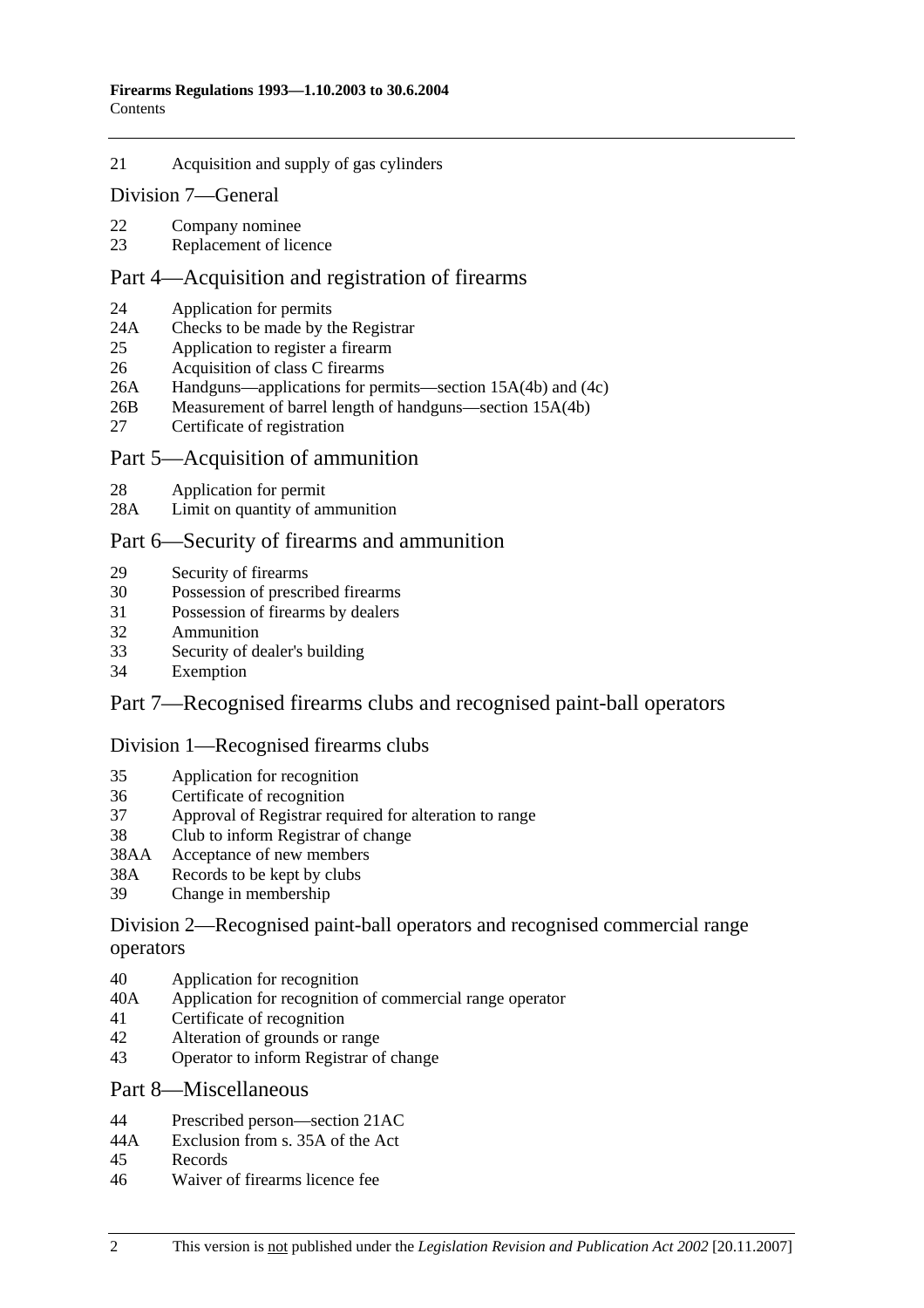21 Acquisition and supply of gas cylinders

## Division 7—General

22 Company nominee
23 Replacement of licence

## Part 4—Acquisition and registration of firearms

24 Application for permits
24A Checks to be made by the Registrar
25 Application to register a firearm
26 Acquisition of class C firearms
26A Handguns—applications for permits—section 15A(4b) and (4c)
26B Measurement of barrel length of handguns—section 15A(4b)
27 Certificate of registration

## Part 5—Acquisition of ammunition

28 Application for permit
28A Limit on quantity of ammunition

## Part 6—Security of firearms and ammunition

29 Security of firearms
30 Possession of prescribed firearms
31 Possession of firearms by dealers
32 Ammunition
33 Security of dealer's building
34 Exemption

## Part 7—Recognised firearms clubs and recognised paint-ball operators

## Division 1—Recognised firearms clubs

35 Application for recognition
36 Certificate of recognition
37 Approval of Registrar required for alteration to range
38 Club to inform Registrar of change
38AA Acceptance of new members
38A Records to be kept by clubs
39 Change in membership

## Division 2—Recognised paint-ball operators and recognised commercial range operators

40 Application for recognition
40A Application for recognition of commercial range operator
41 Certificate of recognition
42 Alteration of grounds or range
43 Operator to inform Registrar of change

## Part 8—Miscellaneous

44 Prescribed person—section 21AC
44A Exclusion from s. 35A of the Act
45 Records
46 Waiver of firearms licence fee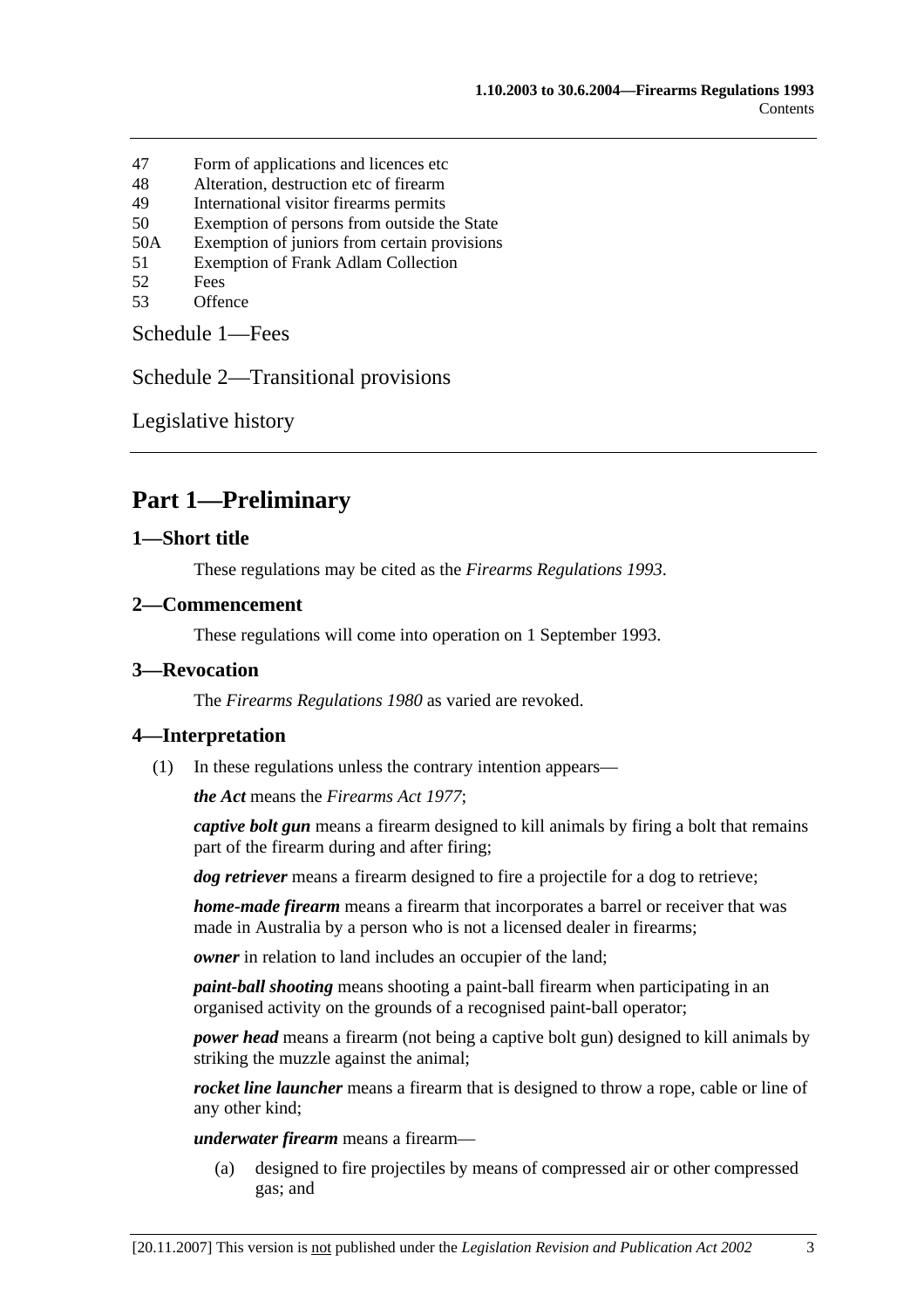47 Form of applications and licences etc
48 Alteration, destruction etc of firearm
49 International visitor firearms permits
50 Exemption of persons from outside the State
50A Exemption of juniors from certain provisions
51 Exemption of Frank Adlam Collection
52 Fees
53 Offence

Schedule 1—Fees

Schedule 2—Transitional provisions

Legislative history

# Part 1—Preliminary

## 1—Short title

These regulations may be cited as the *Firearms Regulations 1993*.

## 2—Commencement

These regulations will come into operation on 1 September 1993.

## 3—Revocation

The *Firearms Regulations 1980* as varied are revoked.

## 4—Interpretation

(1) In these regulations unless the contrary intention appears—

***the Act*** means the *Firearms Act 1977*;

***captive bolt gun*** means a firearm designed to kill animals by firing a bolt that remains part of the firearm during and after firing;

***dog retriever*** means a firearm designed to fire a projectile for a dog to retrieve;

***home-made firearm*** means a firearm that incorporates a barrel or receiver that was made in Australia by a person who is not a licensed dealer in firearms;

***owner*** in relation to land includes an occupier of the land;

***paint-ball shooting*** means shooting a paint-ball firearm when participating in an organised activity on the grounds of a recognised paint-ball operator;

***power head*** means a firearm (not being a captive bolt gun) designed to kill animals by striking the muzzle against the animal;

***rocket line launcher*** means a firearm that is designed to throw a rope, cable or line of any other kind;

***underwater firearm*** means a firearm—

(a) designed to fire projectiles by means of compressed air or other compressed gas; and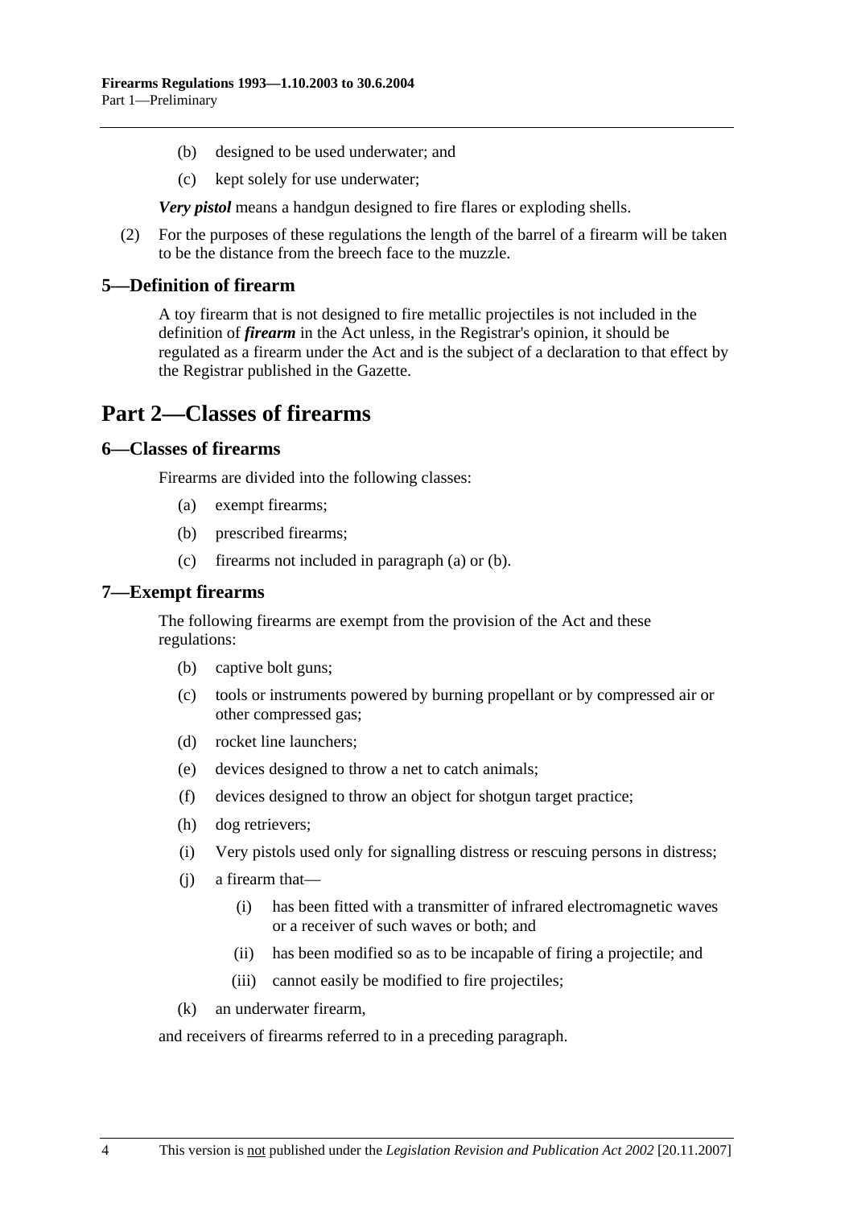(b) designed to be used underwater; and

(c) kept solely for use underwater;

***Very pistol*** means a handgun designed to fire flares or exploding shells.

(2) For the purposes of these regulations the length of the barrel of a firearm will be taken to be the distance from the breech face to the muzzle.

### 5—Definition of firearm

A toy firearm that is not designed to fire metallic projectiles is not included in the definition of ***firearm*** in the Act unless, in the Registrar's opinion, it should be regulated as a firearm under the Act and is the subject of a declaration to that effect by the Registrar published in the Gazette.

## Part 2—Classes of firearms

### 6—Classes of firearms

Firearms are divided into the following classes:

(a) exempt firearms;

(b) prescribed firearms;

(c) firearms not included in paragraph (a) or (b).

### 7—Exempt firearms

The following firearms are exempt from the provision of the Act and these regulations:

(b) captive bolt guns;

(c) tools or instruments powered by burning propellant or by compressed air or other compressed gas;

(d) rocket line launchers;

(e) devices designed to throw a net to catch animals;

(f) devices designed to throw an object for shotgun target practice;

(h) dog retrievers;

(i) Very pistols used only for signalling distress or rescuing persons in distress;

(j) a firearm that—

(i) has been fitted with a transmitter of infrared electromagnetic waves or a receiver of such waves or both; and

(ii) has been modified so as to be incapable of firing a projectile; and

(iii) cannot easily be modified to fire projectiles;

(k) an underwater firearm,

and receivers of firearms referred to in a preceding paragraph.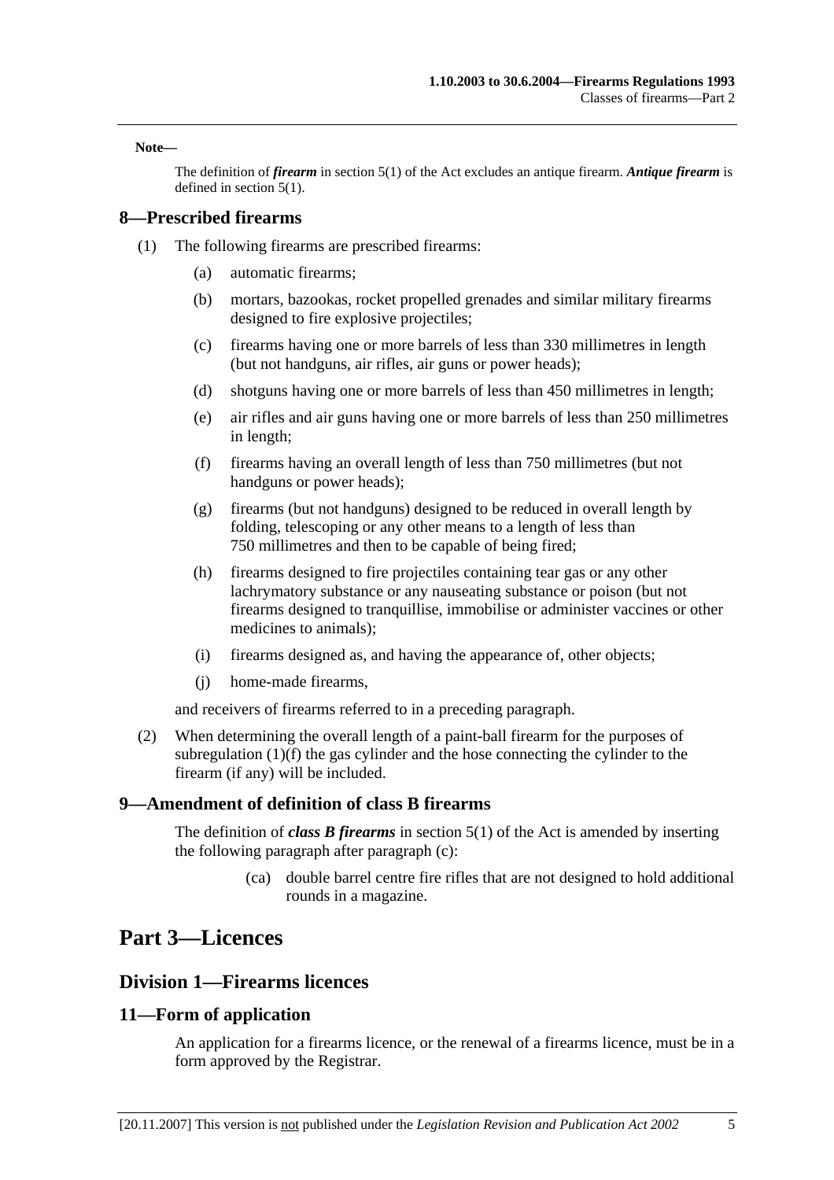**Note—**

The definition of ***firearm*** in section 5(1) of the Act excludes an antique firearm. ***Antique firearm*** is defined in section 5(1).

## 8—Prescribed firearms

(1) The following firearms are prescribed firearms:

(a) automatic firearms;

(b) mortars, bazookas, rocket propelled grenades and similar military firearms designed to fire explosive projectiles;

(c) firearms having one or more barrels of less than 330 millimetres in length (but not handguns, air rifles, air guns or power heads);

(d) shotguns having one or more barrels of less than 450 millimetres in length;

(e) air rifles and air guns having one or more barrels of less than 250 millimetres in length;

(f) firearms having an overall length of less than 750 millimetres (but not handguns or power heads);

(g) firearms (but not handguns) designed to be reduced in overall length by folding, telescoping or any other means to a length of less than 750 millimetres and then to be capable of being fired;

(h) firearms designed to fire projectiles containing tear gas or any other lachrymatory substance or any nauseating substance or poison (but not firearms designed to tranquillise, immobilise or administer vaccines or other medicines to animals);

(i) firearms designed as, and having the appearance of, other objects;

(j) home-made firearms,

and receivers of firearms referred to in a preceding paragraph.

(2) When determining the overall length of a paint-ball firearm for the purposes of subregulation (1)(f) the gas cylinder and the hose connecting the cylinder to the firearm (if any) will be included.

## 9—Amendment of definition of class B firearms

The definition of ***class B firearms*** in section 5(1) of the Act is amended by inserting the following paragraph after paragraph (c):

(ca) double barrel centre fire rifles that are not designed to hold additional rounds in a magazine.

# Part 3—Licences

## Division 1—Firearms licences

## 11—Form of application

An application for a firearms licence, or the renewal of a firearms licence, must be in a form approved by the Registrar.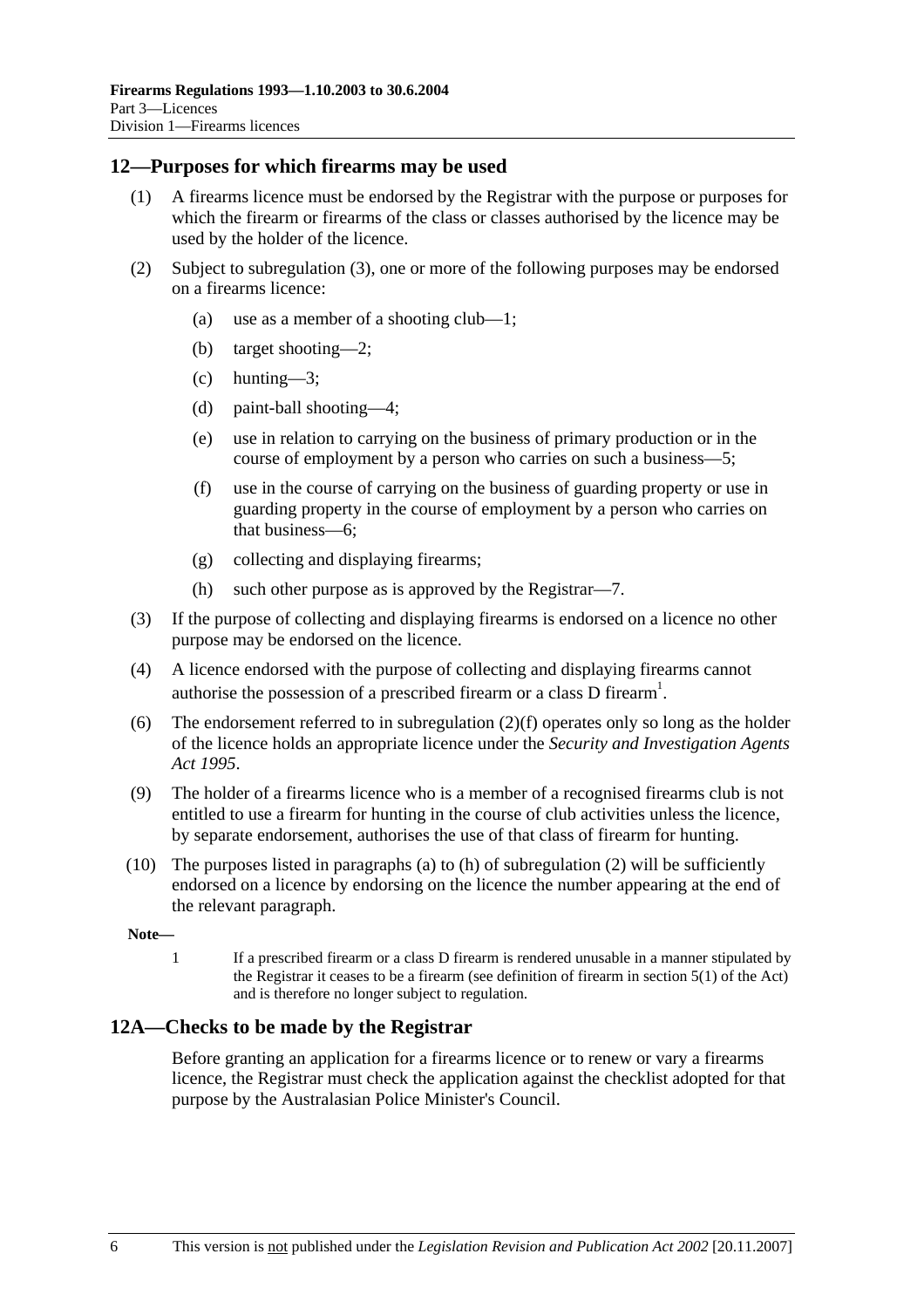## 12—Purposes for which firearms may be used

(1) A firearms licence must be endorsed by the Registrar with the purpose or purposes for which the firearm or firearms of the class or classes authorised by the licence may be used by the holder of the licence.

(2) Subject to subregulation (3), one or more of the following purposes may be endorsed on a firearms licence:

- (a) use as a member of a shooting club—1;
- (b) target shooting—2;
- (c) hunting—3;
- (d) paint-ball shooting—4;
- (e) use in relation to carrying on the business of primary production or in the course of employment by a person who carries on such a business—5;
- (f) use in the course of carrying on the business of guarding property or use in guarding property in the course of employment by a person who carries on that business—6;
- (g) collecting and displaying firearms;
- (h) such other purpose as is approved by the Registrar—7.

(3) If the purpose of collecting and displaying firearms is endorsed on a licence no other purpose may be endorsed on the licence.

(4) A licence endorsed with the purpose of collecting and displaying firearms cannot authorise the possession of a prescribed firearm or a class D firearm[1].

(6) The endorsement referred to in subregulation (2)(f) operates only so long as the holder of the licence holds an appropriate licence under the *Security and Investigation Agents Act 1995*.

(9) The holder of a firearms licence who is a member of a recognised firearms club is not entitled to use a firearm for hunting in the course of club activities unless the licence, by separate endorsement, authorises the use of that class of firearm for hunting.

(10) The purposes listed in paragraphs (a) to (h) of subregulation (2) will be sufficiently endorsed on a licence by endorsing on the licence the number appearing at the end of the relevant paragraph.

**Note—**

1 If a prescribed firearm or a class D firearm is rendered unusable in a manner stipulated by the Registrar it ceases to be a firearm (see definition of firearm in section 5(1) of the Act) and is therefore no longer subject to regulation.

## 12A—Checks to be made by the Registrar

Before granting an application for a firearms licence or to renew or vary a firearms licence, the Registrar must check the application against the checklist adopted for that purpose by the Australasian Police Minister's Council.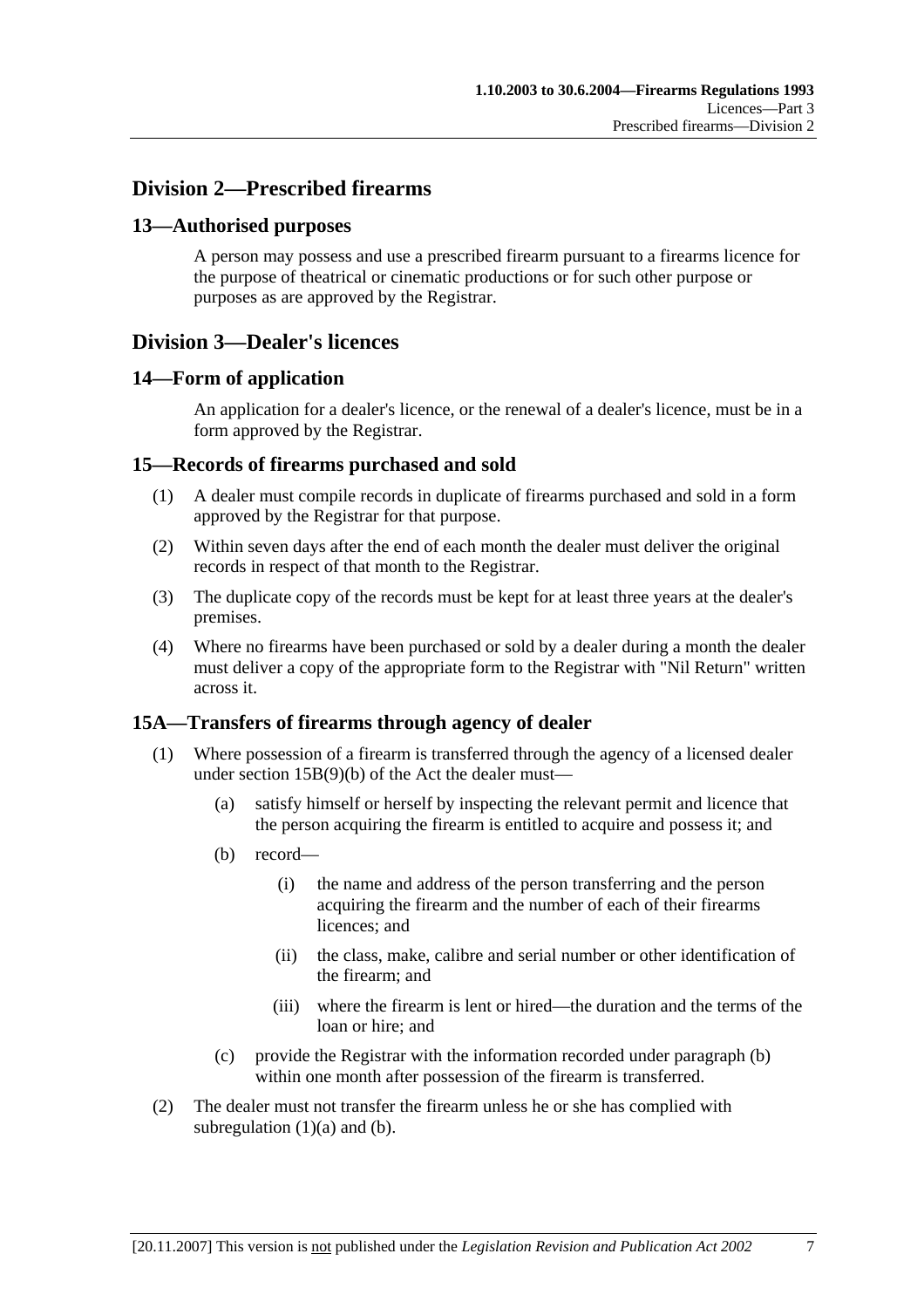## Division 2—Prescribed firearms

### 13—Authorised purposes

A person may possess and use a prescribed firearm pursuant to a firearms licence for the purpose of theatrical or cinematic productions or for such other purpose or purposes as are approved by the Registrar.

## Division 3—Dealer's licences

### 14—Form of application

An application for a dealer's licence, or the renewal of a dealer's licence, must be in a form approved by the Registrar.

### 15—Records of firearms purchased and sold

(1) A dealer must compile records in duplicate of firearms purchased and sold in a form approved by the Registrar for that purpose.

(2) Within seven days after the end of each month the dealer must deliver the original records in respect of that month to the Registrar.

(3) The duplicate copy of the records must be kept for at least three years at the dealer's premises.

(4) Where no firearms have been purchased or sold by a dealer during a month the dealer must deliver a copy of the appropriate form to the Registrar with "Nil Return" written across it.

### 15A—Transfers of firearms through agency of dealer

(1) Where possession of a firearm is transferred through the agency of a licensed dealer under section 15B(9)(b) of the Act the dealer must—

- (a) satisfy himself or herself by inspecting the relevant permit and licence that the person acquiring the firearm is entitled to acquire and possess it; and
- (b) record—
  - (i) the name and address of the person transferring and the person acquiring the firearm and the number of each of their firearms licences; and
  - (ii) the class, make, calibre and serial number or other identification of the firearm; and
  - (iii) where the firearm is lent or hired—the duration and the terms of the loan or hire; and
- (c) provide the Registrar with the information recorded under paragraph (b) within one month after possession of the firearm is transferred.

(2) The dealer must not transfer the firearm unless he or she has complied with subregulation (1)(a) and (b).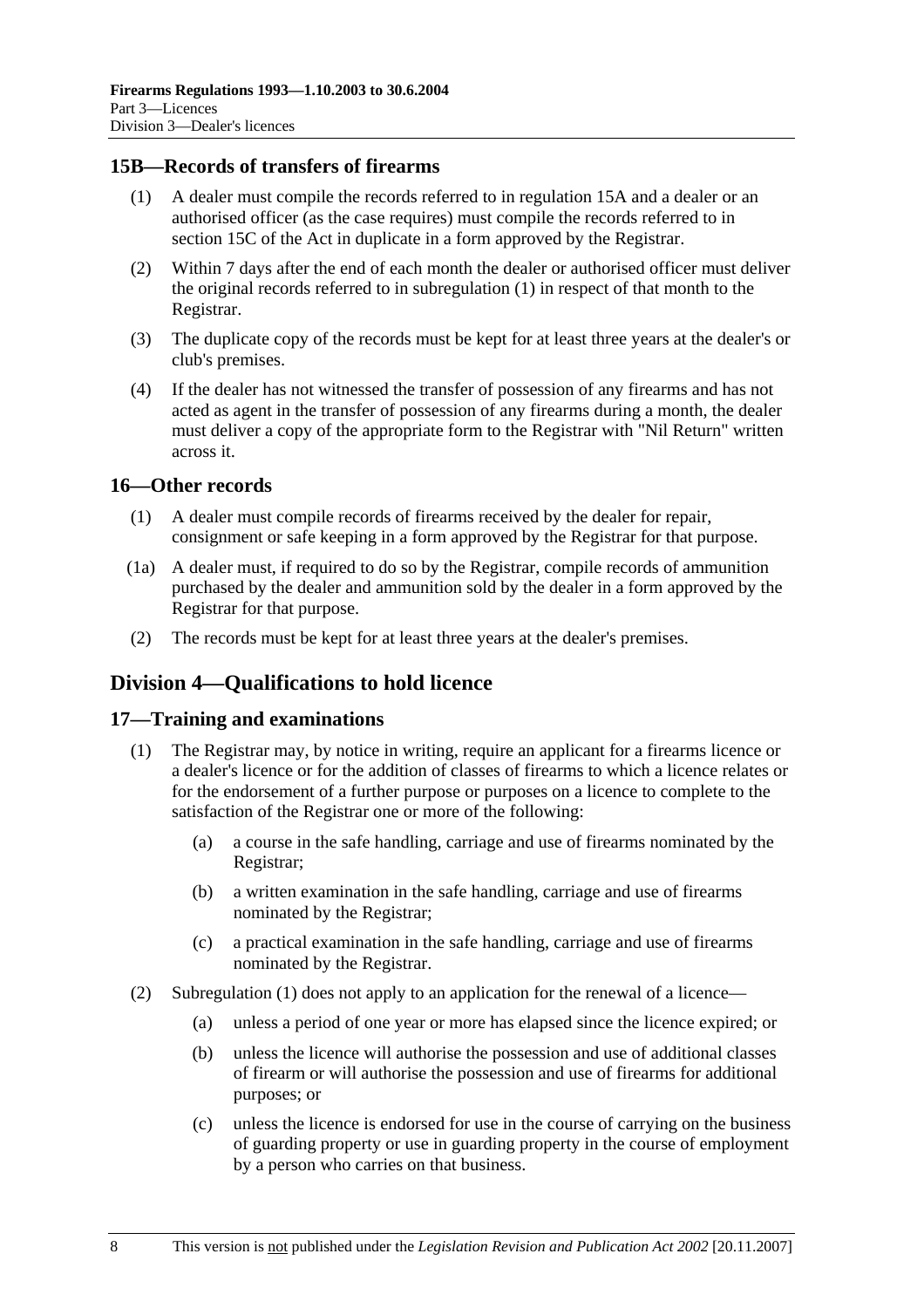## 15B—Records of transfers of firearms

(1) A dealer must compile the records referred to in regulation 15A and a dealer or an authorised officer (as the case requires) must compile the records referred to in section 15C of the Act in duplicate in a form approved by the Registrar.

(2) Within 7 days after the end of each month the dealer or authorised officer must deliver the original records referred to in subregulation (1) in respect of that month to the Registrar.

(3) The duplicate copy of the records must be kept for at least three years at the dealer's or club's premises.

(4) If the dealer has not witnessed the transfer of possession of any firearms and has not acted as agent in the transfer of possession of any firearms during a month, the dealer must deliver a copy of the appropriate form to the Registrar with "Nil Return" written across it.

## 16—Other records

(1) A dealer must compile records of firearms received by the dealer for repair, consignment or safe keeping in a form approved by the Registrar for that purpose.

(1a) A dealer must, if required to do so by the Registrar, compile records of ammunition purchased by the dealer and ammunition sold by the dealer in a form approved by the Registrar for that purpose.

(2) The records must be kept for at least three years at the dealer's premises.

# Division 4—Qualifications to hold licence

## 17—Training and examinations

(1) The Registrar may, by notice in writing, require an applicant for a firearms licence or a dealer's licence or for the addition of classes of firearms to which a licence relates or for the endorsement of a further purpose or purposes on a licence to complete to the satisfaction of the Registrar one or more of the following:

- (a) a course in the safe handling, carriage and use of firearms nominated by the Registrar;
- (b) a written examination in the safe handling, carriage and use of firearms nominated by the Registrar;
- (c) a practical examination in the safe handling, carriage and use of firearms nominated by the Registrar.

(2) Subregulation (1) does not apply to an application for the renewal of a licence—

- (a) unless a period of one year or more has elapsed since the licence expired; or
- (b) unless the licence will authorise the possession and use of additional classes of firearm or will authorise the possession and use of firearms for additional purposes; or
- (c) unless the licence is endorsed for use in the course of carrying on the business of guarding property or use in guarding property in the course of employment by a person who carries on that business.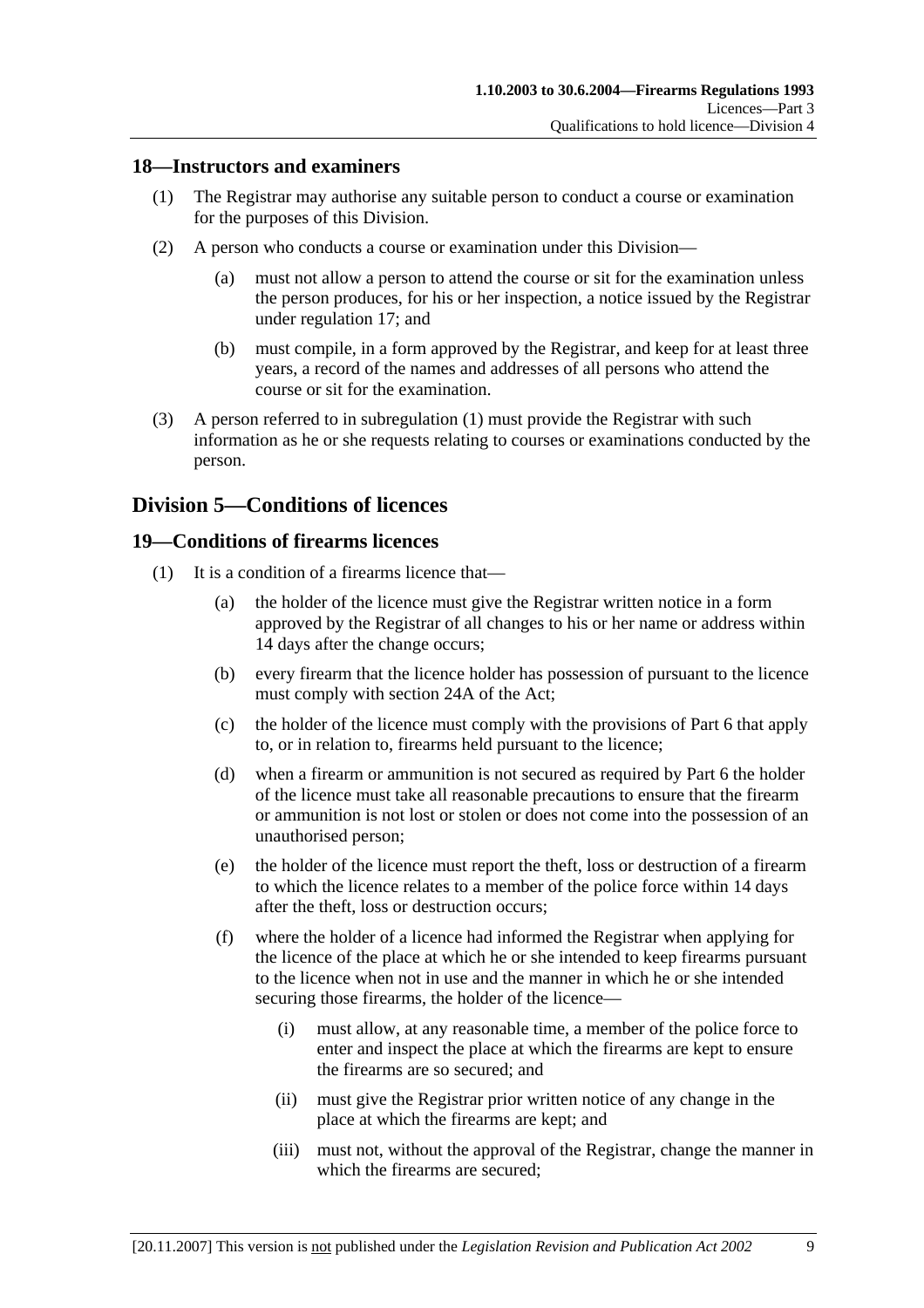## 18—Instructors and examiners

(1) The Registrar may authorise any suitable person to conduct a course or examination for the purposes of this Division.

(2) A person who conducts a course or examination under this Division—

(a) must not allow a person to attend the course or sit for the examination unless the person produces, for his or her inspection, a notice issued by the Registrar under regulation 17; and

(b) must compile, in a form approved by the Registrar, and keep for at least three years, a record of the names and addresses of all persons who attend the course or sit for the examination.

(3) A person referred to in subregulation (1) must provide the Registrar with such information as he or she requests relating to courses or examinations conducted by the person.

# Division 5—Conditions of licences

## 19—Conditions of firearms licences

(1) It is a condition of a firearms licence that—

(a) the holder of the licence must give the Registrar written notice in a form approved by the Registrar of all changes to his or her name or address within 14 days after the change occurs;

(b) every firearm that the licence holder has possession of pursuant to the licence must comply with section 24A of the Act;

(c) the holder of the licence must comply with the provisions of Part 6 that apply to, or in relation to, firearms held pursuant to the licence;

(d) when a firearm or ammunition is not secured as required by Part 6 the holder of the licence must take all reasonable precautions to ensure that the firearm or ammunition is not lost or stolen or does not come into the possession of an unauthorised person;

(e) the holder of the licence must report the theft, loss or destruction of a firearm to which the licence relates to a member of the police force within 14 days after the theft, loss or destruction occurs;

(f) where the holder of a licence had informed the Registrar when applying for the licence of the place at which he or she intended to keep firearms pursuant to the licence when not in use and the manner in which he or she intended securing those firearms, the holder of the licence—

(i) must allow, at any reasonable time, a member of the police force to enter and inspect the place at which the firearms are kept to ensure the firearms are so secured; and

(ii) must give the Registrar prior written notice of any change in the place at which the firearms are kept; and

(iii) must not, without the approval of the Registrar, change the manner in which the firearms are secured;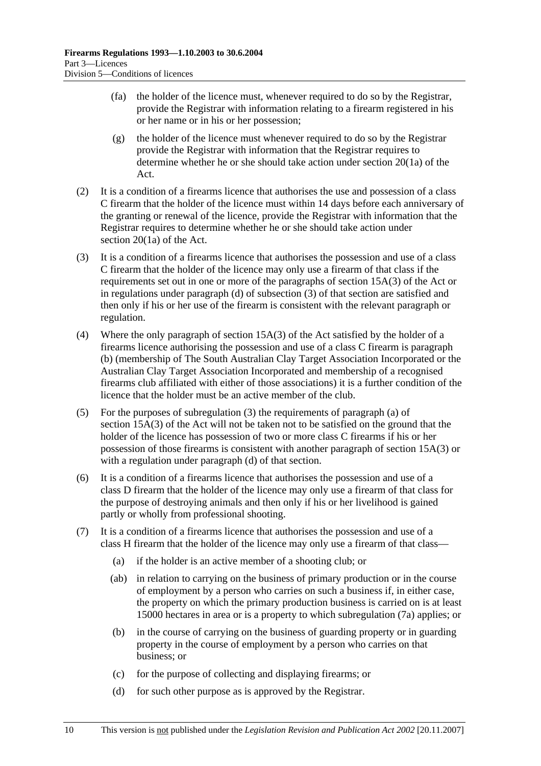(fa) the holder of the licence must, whenever required to do so by the Registrar, provide the Registrar with information relating to a firearm registered in his or her name or in his or her possession;

(g) the holder of the licence must whenever required to do so by the Registrar provide the Registrar with information that the Registrar requires to determine whether he or she should take action under section 20(1a) of the Act.

(2) It is a condition of a firearms licence that authorises the use and possession of a class C firearm that the holder of the licence must within 14 days before each anniversary of the granting or renewal of the licence, provide the Registrar with information that the Registrar requires to determine whether he or she should take action under section 20(1a) of the Act.

(3) It is a condition of a firearms licence that authorises the possession and use of a class C firearm that the holder of the licence may only use a firearm of that class if the requirements set out in one or more of the paragraphs of section 15A(3) of the Act or in regulations under paragraph (d) of subsection (3) of that section are satisfied and then only if his or her use of the firearm is consistent with the relevant paragraph or regulation.

(4) Where the only paragraph of section 15A(3) of the Act satisfied by the holder of a firearms licence authorising the possession and use of a class C firearm is paragraph (b) (membership of The South Australian Clay Target Association Incorporated or the Australian Clay Target Association Incorporated and membership of a recognised firearms club affiliated with either of those associations) it is a further condition of the licence that the holder must be an active member of the club.

(5) For the purposes of subregulation (3) the requirements of paragraph (a) of section 15A(3) of the Act will not be taken not to be satisfied on the ground that the holder of the licence has possession of two or more class C firearms if his or her possession of those firearms is consistent with another paragraph of section 15A(3) or with a regulation under paragraph (d) of that section.

(6) It is a condition of a firearms licence that authorises the possession and use of a class D firearm that the holder of the licence may only use a firearm of that class for the purpose of destroying animals and then only if his or her livelihood is gained partly or wholly from professional shooting.

(7) It is a condition of a firearms licence that authorises the possession and use of a class H firearm that the holder of the licence may only use a firearm of that class—

(a) if the holder is an active member of a shooting club; or

(ab) in relation to carrying on the business of primary production or in the course of employment by a person who carries on such a business if, in either case, the property on which the primary production business is carried on is at least 15000 hectares in area or is a property to which subregulation (7a) applies; or

(b) in the course of carrying on the business of guarding property or in guarding property in the course of employment by a person who carries on that business; or

(c) for the purpose of collecting and displaying firearms; or

(d) for such other purpose as is approved by the Registrar.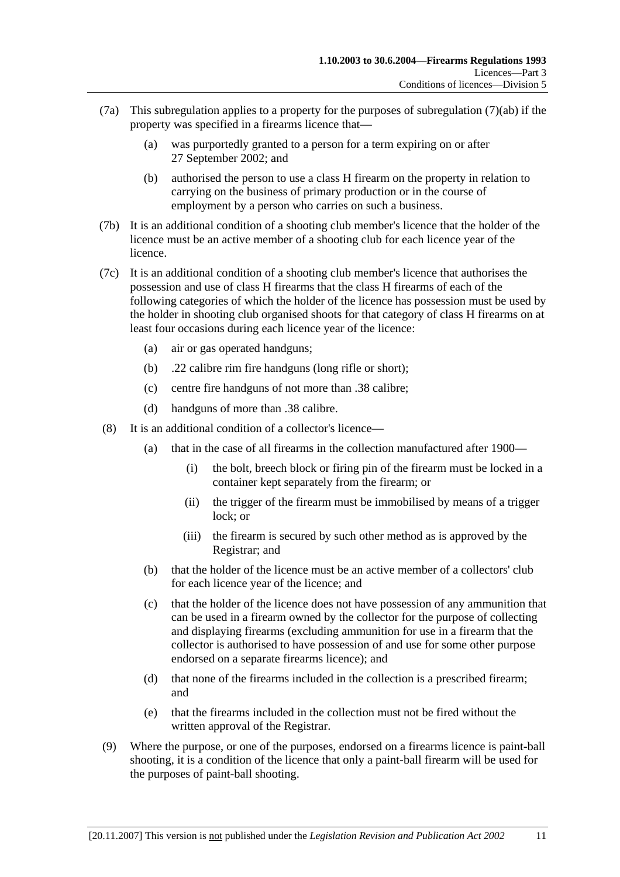(7a) This subregulation applies to a property for the purposes of subregulation (7)(ab) if the property was specified in a firearms licence that—

  (a) was purportedly granted to a person for a term expiring on or after 27 September 2002; and

  (b) authorised the person to use a class H firearm on the property in relation to carrying on the business of primary production or in the course of employment by a person who carries on such a business.

(7b) It is an additional condition of a shooting club member's licence that the holder of the licence must be an active member of a shooting club for each licence year of the licence.

(7c) It is an additional condition of a shooting club member's licence that authorises the possession and use of class H firearms that the class H firearms of each of the following categories of which the holder of the licence has possession must be used by the holder in shooting club organised shoots for that category of class H firearms on at least four occasions during each licence year of the licence:

  (a) air or gas operated handguns;

  (b) .22 calibre rim fire handguns (long rifle or short);

  (c) centre fire handguns of not more than .38 calibre;

  (d) handguns of more than .38 calibre.

(8) It is an additional condition of a collector's licence—

  (a) that in the case of all firearms in the collection manufactured after 1900—

    (i) the bolt, breech block or firing pin of the firearm must be locked in a container kept separately from the firearm; or

    (ii) the trigger of the firearm must be immobilised by means of a trigger lock; or

    (iii) the firearm is secured by such other method as is approved by the Registrar; and

  (b) that the holder of the licence must be an active member of a collectors' club for each licence year of the licence; and

  (c) that the holder of the licence does not have possession of any ammunition that can be used in a firearm owned by the collector for the purpose of collecting and displaying firearms (excluding ammunition for use in a firearm that the collector is authorised to have possession of and use for some other purpose endorsed on a separate firearms licence); and

  (d) that none of the firearms included in the collection is a prescribed firearm; and

  (e) that the firearms included in the collection must not be fired without the written approval of the Registrar.

(9) Where the purpose, or one of the purposes, endorsed on a firearms licence is paint-ball shooting, it is a condition of the licence that only a paint-ball firearm will be used for the purposes of paint-ball shooting.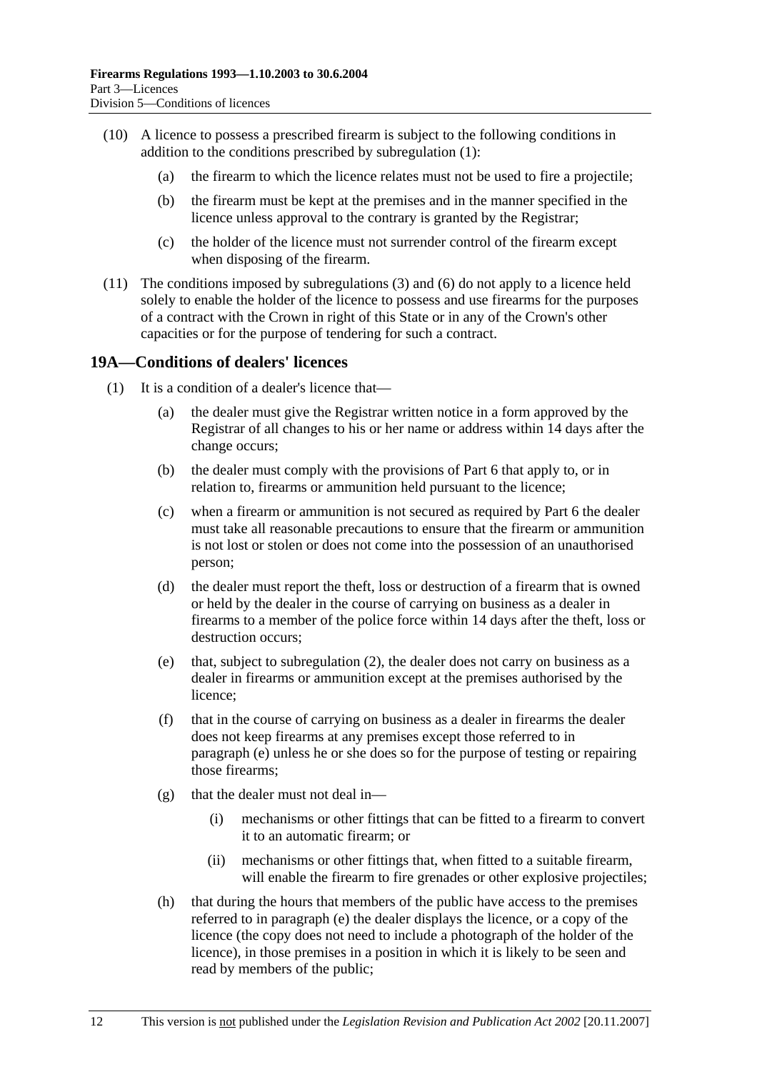(10) A licence to possess a prescribed firearm is subject to the following conditions in addition to the conditions prescribed by subregulation (1):

(a) the firearm to which the licence relates must not be used to fire a projectile;

(b) the firearm must be kept at the premises and in the manner specified in the licence unless approval to the contrary is granted by the Registrar;

(c) the holder of the licence must not surrender control of the firearm except when disposing of the firearm.

(11) The conditions imposed by subregulations (3) and (6) do not apply to a licence held solely to enable the holder of the licence to possess and use firearms for the purposes of a contract with the Crown in right of this State or in any of the Crown's other capacities or for the purpose of tendering for such a contract.

## 19A—Conditions of dealers' licences

(1) It is a condition of a dealer's licence that—

(a) the dealer must give the Registrar written notice in a form approved by the Registrar of all changes to his or her name or address within 14 days after the change occurs;

(b) the dealer must comply with the provisions of Part 6 that apply to, or in relation to, firearms or ammunition held pursuant to the licence;

(c) when a firearm or ammunition is not secured as required by Part 6 the dealer must take all reasonable precautions to ensure that the firearm or ammunition is not lost or stolen or does not come into the possession of an unauthorised person;

(d) the dealer must report the theft, loss or destruction of a firearm that is owned or held by the dealer in the course of carrying on business as a dealer in firearms to a member of the police force within 14 days after the theft, loss or destruction occurs;

(e) that, subject to subregulation (2), the dealer does not carry on business as a dealer in firearms or ammunition except at the premises authorised by the licence;

(f) that in the course of carrying on business as a dealer in firearms the dealer does not keep firearms at any premises except those referred to in paragraph (e) unless he or she does so for the purpose of testing or repairing those firearms;

(g) that the dealer must not deal in—

(i) mechanisms or other fittings that can be fitted to a firearm to convert it to an automatic firearm; or

(ii) mechanisms or other fittings that, when fitted to a suitable firearm, will enable the firearm to fire grenades or other explosive projectiles;

(h) that during the hours that members of the public have access to the premises referred to in paragraph (e) the dealer displays the licence, or a copy of the licence (the copy does not need to include a photograph of the holder of the licence), in those premises in a position in which it is likely to be seen and read by members of the public;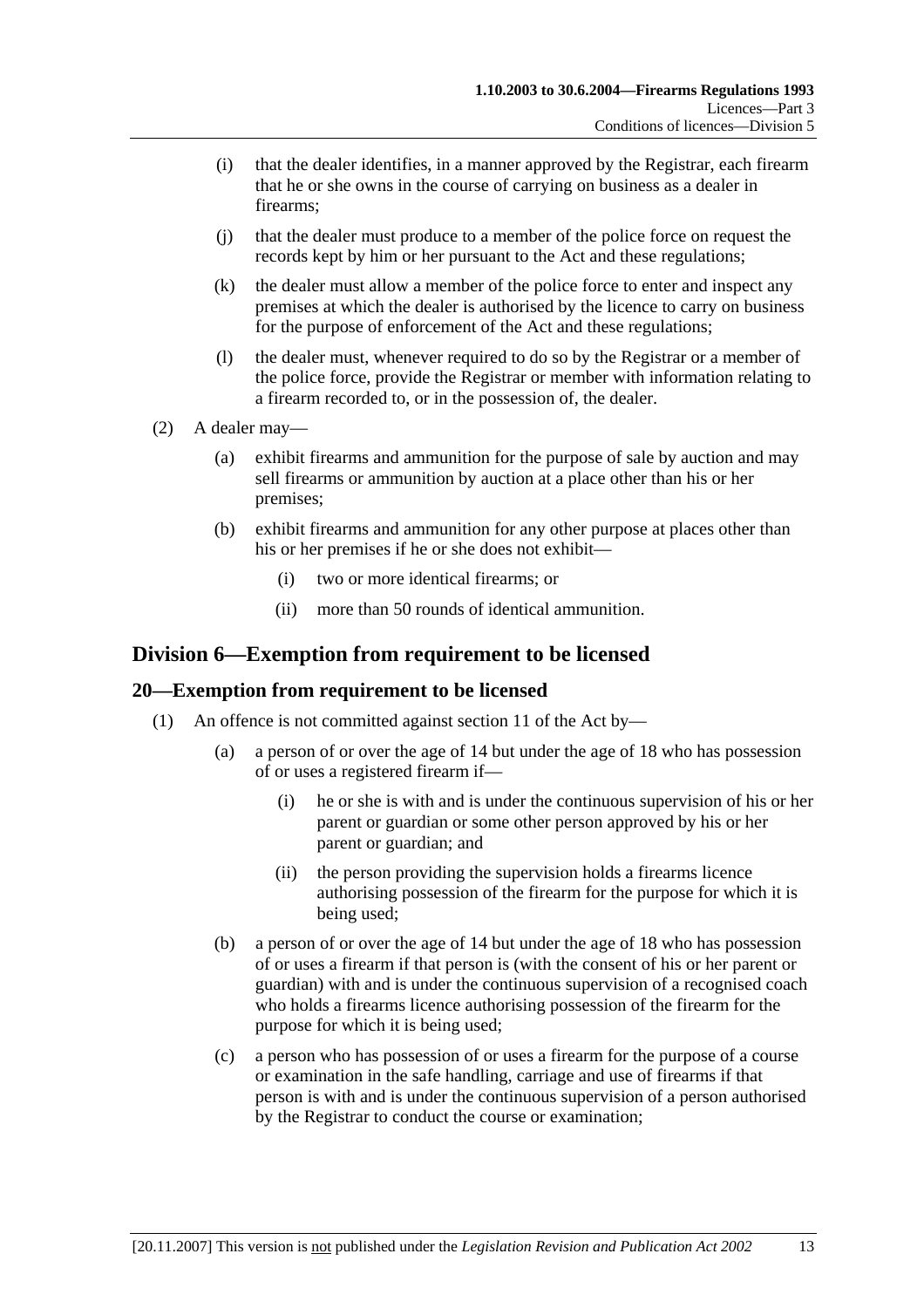(i) that the dealer identifies, in a manner approved by the Registrar, each firearm that he or she owns in the course of carrying on business as a dealer in firearms;

(j) that the dealer must produce to a member of the police force on request the records kept by him or her pursuant to the Act and these regulations;

(k) the dealer must allow a member of the police force to enter and inspect any premises at which the dealer is authorised by the licence to carry on business for the purpose of enforcement of the Act and these regulations;

(l) the dealer must, whenever required to do so by the Registrar or a member of the police force, provide the Registrar or member with information relating to a firearm recorded to, or in the possession of, the dealer.

(2) A dealer may—

(a) exhibit firearms and ammunition for the purpose of sale by auction and may sell firearms or ammunition by auction at a place other than his or her premises;

(b) exhibit firearms and ammunition for any other purpose at places other than his or her premises if he or she does not exhibit—

(i) two or more identical firearms; or

(ii) more than 50 rounds of identical ammunition.

## Division 6—Exemption from requirement to be licensed

### 20—Exemption from requirement to be licensed

(1) An offence is not committed against section 11 of the Act by—

(a) a person of or over the age of 14 but under the age of 18 who has possession of or uses a registered firearm if—

(i) he or she is with and is under the continuous supervision of his or her parent or guardian or some other person approved by his or her parent or guardian; and

(ii) the person providing the supervision holds a firearms licence authorising possession of the firearm for the purpose for which it is being used;

(b) a person of or over the age of 14 but under the age of 18 who has possession of or uses a firearm if that person is (with the consent of his or her parent or guardian) with and is under the continuous supervision of a recognised coach who holds a firearms licence authorising possession of the firearm for the purpose for which it is being used;

(c) a person who has possession of or uses a firearm for the purpose of a course or examination in the safe handling, carriage and use of firearms if that person is with and is under the continuous supervision of a person authorised by the Registrar to conduct the course or examination;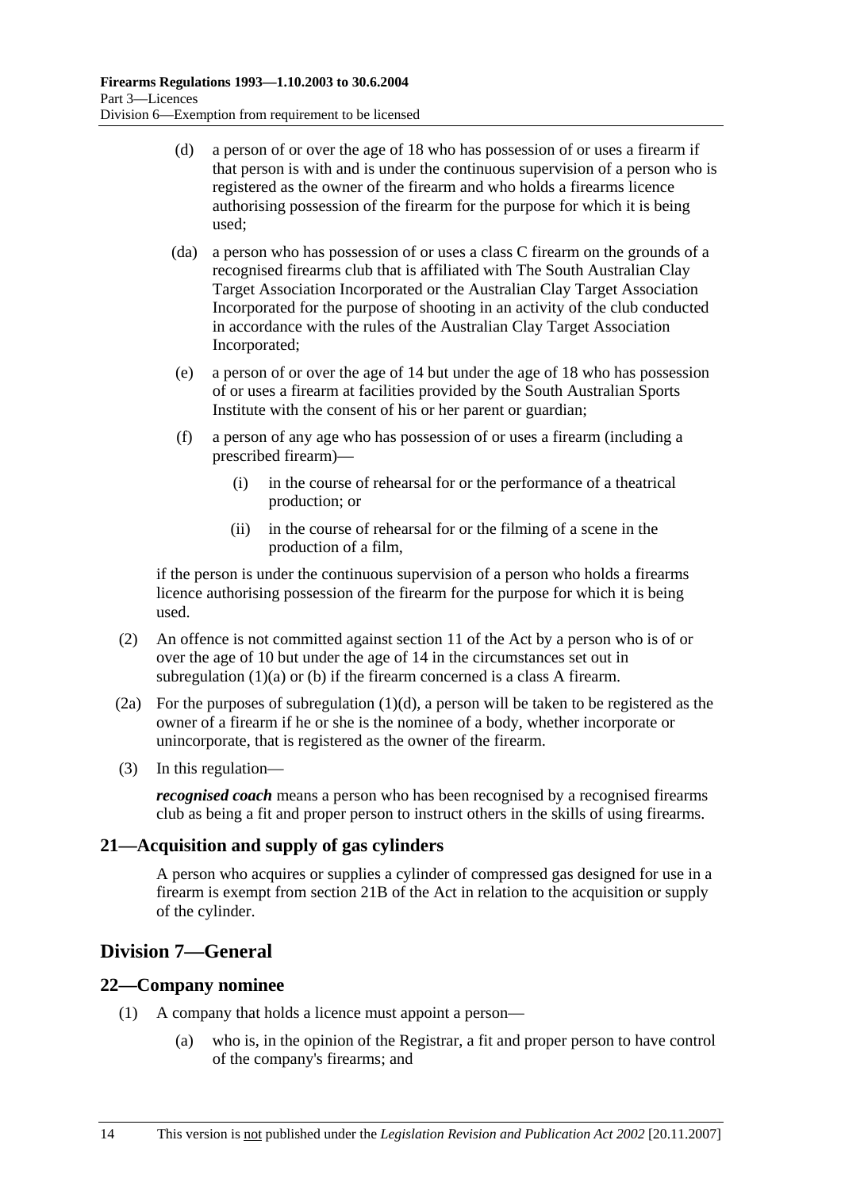(d) a person of or over the age of 18 who has possession of or uses a firearm if that person is with and is under the continuous supervision of a person who is registered as the owner of the firearm and who holds a firearms licence authorising possession of the firearm for the purpose for which it is being used;

(da) a person who has possession of or uses a class C firearm on the grounds of a recognised firearms club that is affiliated with The South Australian Clay Target Association Incorporated or the Australian Clay Target Association Incorporated for the purpose of shooting in an activity of the club conducted in accordance with the rules of the Australian Clay Target Association Incorporated;

(e) a person of or over the age of 14 but under the age of 18 who has possession of or uses a firearm at facilities provided by the South Australian Sports Institute with the consent of his or her parent or guardian;

(f) a person of any age who has possession of or uses a firearm (including a prescribed firearm)—

(i) in the course of rehearsal for or the performance of a theatrical production; or

(ii) in the course of rehearsal for or the filming of a scene in the production of a film,

if the person is under the continuous supervision of a person who holds a firearms licence authorising possession of the firearm for the purpose for which it is being used.

(2) An offence is not committed against section 11 of the Act by a person who is of or over the age of 10 but under the age of 14 in the circumstances set out in subregulation (1)(a) or (b) if the firearm concerned is a class A firearm.

(2a) For the purposes of subregulation (1)(d), a person will be taken to be registered as the owner of a firearm if he or she is the nominee of a body, whether incorporate or unincorporate, that is registered as the owner of the firearm.

(3) In this regulation—

***recognised coach*** means a person who has been recognised by a recognised firearms club as being a fit and proper person to instruct others in the skills of using firearms.

### 21—Acquisition and supply of gas cylinders

A person who acquires or supplies a cylinder of compressed gas designed for use in a firearm is exempt from section 21B of the Act in relation to the acquisition or supply of the cylinder.

## Division 7—General

### 22—Company nominee

(1) A company that holds a licence must appoint a person—

(a) who is, in the opinion of the Registrar, a fit and proper person to have control of the company's firearms; and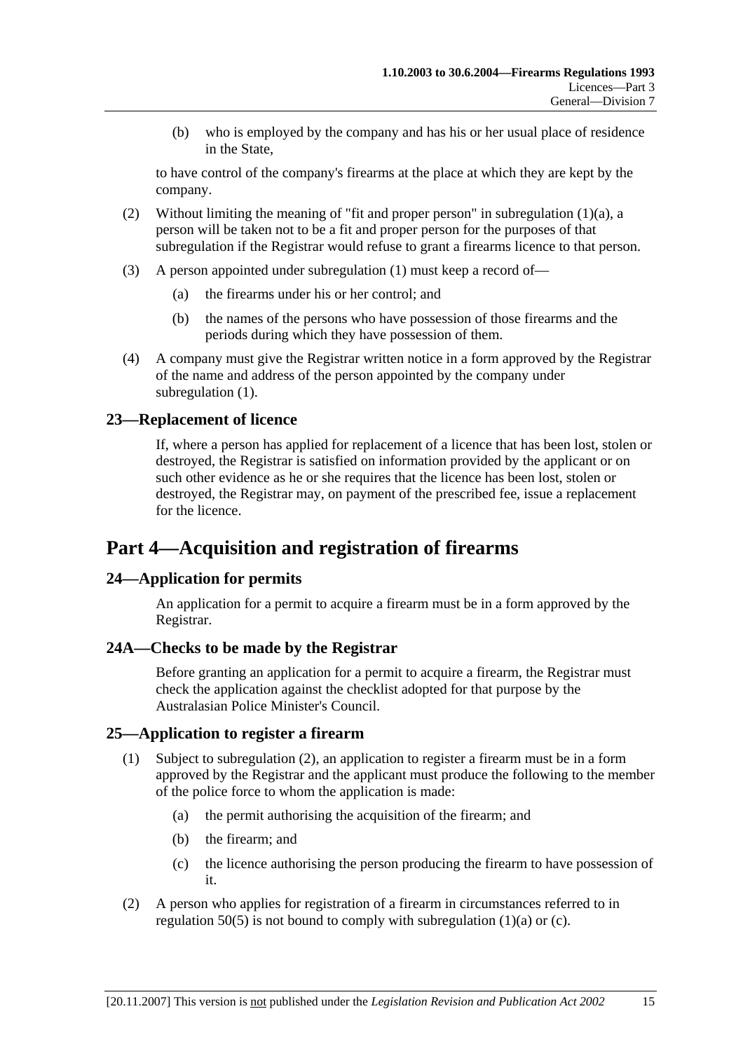(b) who is employed by the company and has his or her usual place of residence in the State,

to have control of the company's firearms at the place at which they are kept by the company.

(2) Without limiting the meaning of "fit and proper person" in subregulation (1)(a), a person will be taken not to be a fit and proper person for the purposes of that subregulation if the Registrar would refuse to grant a firearms licence to that person.

(3) A person appointed under subregulation (1) must keep a record of—

(a) the firearms under his or her control; and

(b) the names of the persons who have possession of those firearms and the periods during which they have possession of them.

(4) A company must give the Registrar written notice in a form approved by the Registrar of the name and address of the person appointed by the company under subregulation (1).

### 23—Replacement of licence

If, where a person has applied for replacement of a licence that has been lost, stolen or destroyed, the Registrar is satisfied on information provided by the applicant or on such other evidence as he or she requires that the licence has been lost, stolen or destroyed, the Registrar may, on payment of the prescribed fee, issue a replacement for the licence.

## Part 4—Acquisition and registration of firearms

### 24—Application for permits

An application for a permit to acquire a firearm must be in a form approved by the Registrar.

### 24A—Checks to be made by the Registrar

Before granting an application for a permit to acquire a firearm, the Registrar must check the application against the checklist adopted for that purpose by the Australasian Police Minister's Council.

### 25—Application to register a firearm

(1) Subject to subregulation (2), an application to register a firearm must be in a form approved by the Registrar and the applicant must produce the following to the member of the police force to whom the application is made:

(a) the permit authorising the acquisition of the firearm; and

(b) the firearm; and

(c) the licence authorising the person producing the firearm to have possession of it.

(2) A person who applies for registration of a firearm in circumstances referred to in regulation 50(5) is not bound to comply with subregulation (1)(a) or (c).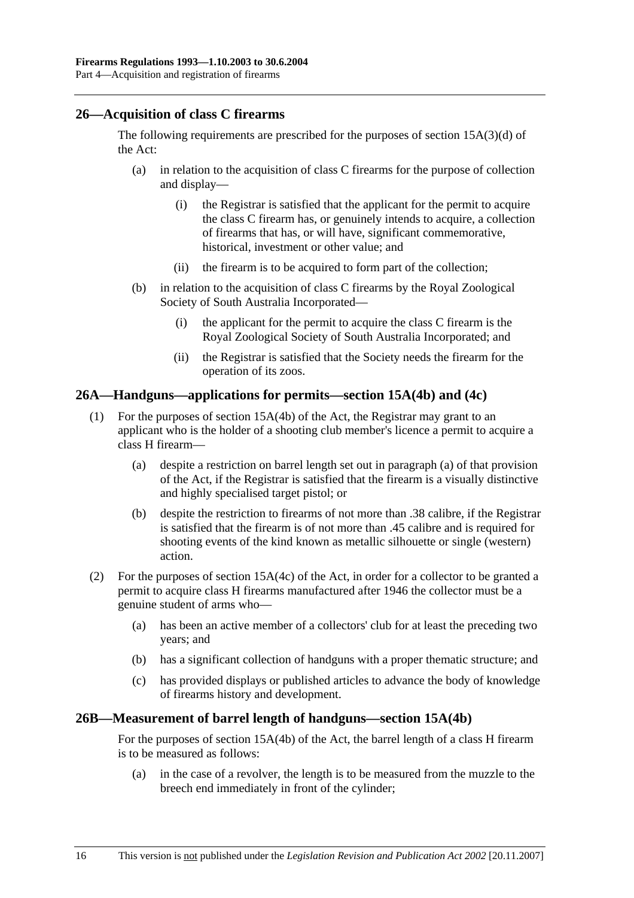## 26—Acquisition of class C firearms

The following requirements are prescribed for the purposes of section 15A(3)(d) of the Act:

(a) in relation to the acquisition of class C firearms for the purpose of collection and display—

(i) the Registrar is satisfied that the applicant for the permit to acquire the class C firearm has, or genuinely intends to acquire, a collection of firearms that has, or will have, significant commemorative, historical, investment or other value; and

(ii) the firearm is to be acquired to form part of the collection;

(b) in relation to the acquisition of class C firearms by the Royal Zoological Society of South Australia Incorporated—

(i) the applicant for the permit to acquire the class C firearm is the Royal Zoological Society of South Australia Incorporated; and

(ii) the Registrar is satisfied that the Society needs the firearm for the operation of its zoos.

## 26A—Handguns—applications for permits—section 15A(4b) and (4c)

(1) For the purposes of section 15A(4b) of the Act, the Registrar may grant to an applicant who is the holder of a shooting club member's licence a permit to acquire a class H firearm—

(a) despite a restriction on barrel length set out in paragraph (a) of that provision of the Act, if the Registrar is satisfied that the firearm is a visually distinctive and highly specialised target pistol; or

(b) despite the restriction to firearms of not more than .38 calibre, if the Registrar is satisfied that the firearm is of not more than .45 calibre and is required for shooting events of the kind known as metallic silhouette or single (western) action.

(2) For the purposes of section 15A(4c) of the Act, in order for a collector to be granted a permit to acquire class H firearms manufactured after 1946 the collector must be a genuine student of arms who—

(a) has been an active member of a collectors' club for at least the preceding two years; and

(b) has a significant collection of handguns with a proper thematic structure; and

(c) has provided displays or published articles to advance the body of knowledge of firearms history and development.

## 26B—Measurement of barrel length of handguns—section 15A(4b)

For the purposes of section 15A(4b) of the Act, the barrel length of a class H firearm is to be measured as follows:

(a) in the case of a revolver, the length is to be measured from the muzzle to the breech end immediately in front of the cylinder;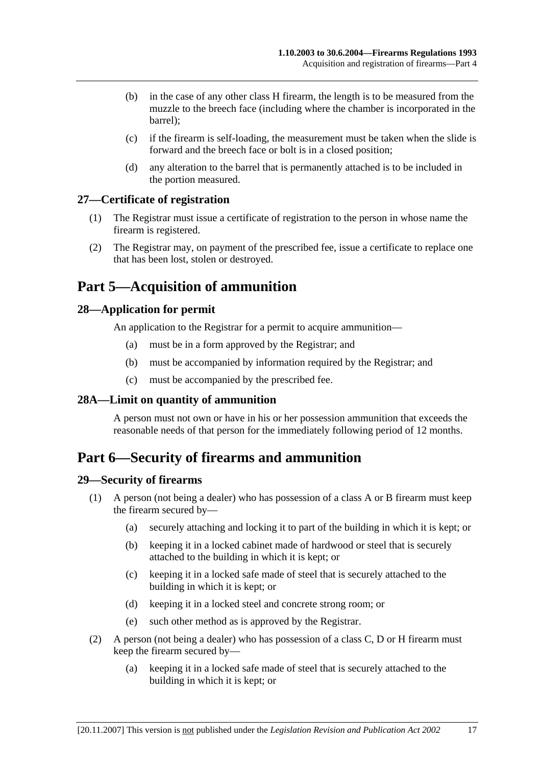(b) in the case of any other class H firearm, the length is to be measured from the muzzle to the breech face (including where the chamber is incorporated in the barrel);

(c) if the firearm is self-loading, the measurement must be taken when the slide is forward and the breech face or bolt is in a closed position;

(d) any alteration to the barrel that is permanently attached is to be included in the portion measured.

### 27—Certificate of registration

(1) The Registrar must issue a certificate of registration to the person in whose name the firearm is registered.

(2) The Registrar may, on payment of the prescribed fee, issue a certificate to replace one that has been lost, stolen or destroyed.

## Part 5—Acquisition of ammunition

### 28—Application for permit

An application to the Registrar for a permit to acquire ammunition—

(a) must be in a form approved by the Registrar; and

(b) must be accompanied by information required by the Registrar; and

(c) must be accompanied by the prescribed fee.

### 28A—Limit on quantity of ammunition

A person must not own or have in his or her possession ammunition that exceeds the reasonable needs of that person for the immediately following period of 12 months.

## Part 6—Security of firearms and ammunition

### 29—Security of firearms

(1) A person (not being a dealer) who has possession of a class A or B firearm must keep the firearm secured by—

(a) securely attaching and locking it to part of the building in which it is kept; or

(b) keeping it in a locked cabinet made of hardwood or steel that is securely attached to the building in which it is kept; or

(c) keeping it in a locked safe made of steel that is securely attached to the building in which it is kept; or

(d) keeping it in a locked steel and concrete strong room; or

(e) such other method as is approved by the Registrar.

(2) A person (not being a dealer) who has possession of a class C, D or H firearm must keep the firearm secured by—

(a) keeping it in a locked safe made of steel that is securely attached to the building in which it is kept; or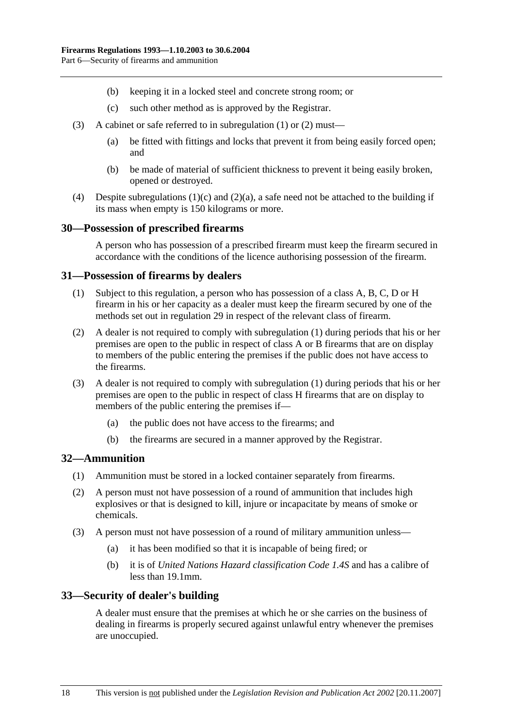(b) keeping it in a locked steel and concrete strong room; or

(c) such other method as is approved by the Registrar.

(3) A cabinet or safe referred to in subregulation (1) or (2) must—

(a) be fitted with fittings and locks that prevent it from being easily forced open; and

(b) be made of material of sufficient thickness to prevent it being easily broken, opened or destroyed.

(4) Despite subregulations (1)(c) and (2)(a), a safe need not be attached to the building if its mass when empty is 150 kilograms or more.

## 30—Possession of prescribed firearms

A person who has possession of a prescribed firearm must keep the firearm secured in accordance with the conditions of the licence authorising possession of the firearm.

## 31—Possession of firearms by dealers

(1) Subject to this regulation, a person who has possession of a class A, B, C, D or H firearm in his or her capacity as a dealer must keep the firearm secured by one of the methods set out in regulation 29 in respect of the relevant class of firearm.

(2) A dealer is not required to comply with subregulation (1) during periods that his or her premises are open to the public in respect of class A or B firearms that are on display to members of the public entering the premises if the public does not have access to the firearms.

(3) A dealer is not required to comply with subregulation (1) during periods that his or her premises are open to the public in respect of class H firearms that are on display to members of the public entering the premises if—

(a) the public does not have access to the firearms; and

(b) the firearms are secured in a manner approved by the Registrar.

## 32—Ammunition

(1) Ammunition must be stored in a locked container separately from firearms.

(2) A person must not have possession of a round of ammunition that includes high explosives or that is designed to kill, injure or incapacitate by means of smoke or chemicals.

(3) A person must not have possession of a round of military ammunition unless—

(a) it has been modified so that it is incapable of being fired; or

(b) it is of *United Nations Hazard classification Code 1.4S* and has a calibre of less than 19.1mm.

## 33—Security of dealer's building

A dealer must ensure that the premises at which he or she carries on the business of dealing in firearms is properly secured against unlawful entry whenever the premises are unoccupied.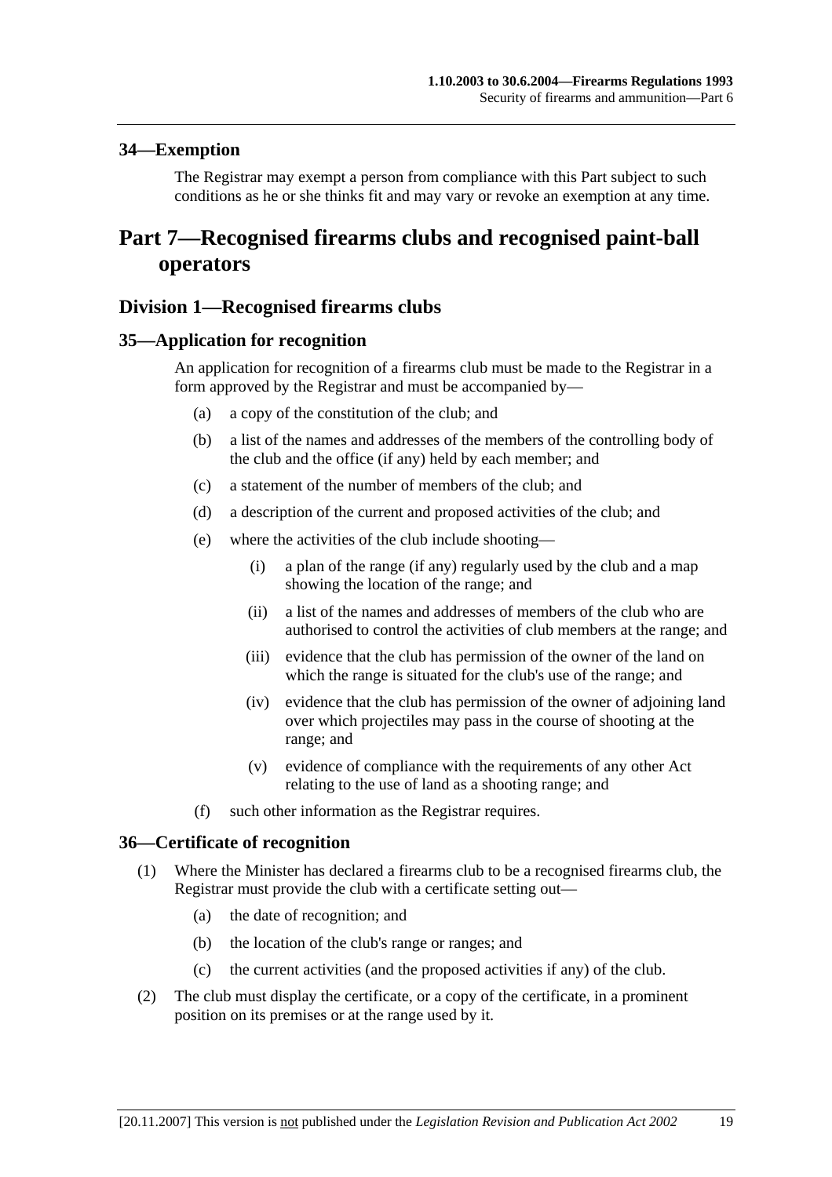## 34—Exemption

The Registrar may exempt a person from compliance with this Part subject to such conditions as he or she thinks fit and may vary or revoke an exemption at any time.

# Part 7—Recognised firearms clubs and recognised paint-ball operators

## Division 1—Recognised firearms clubs

### 35—Application for recognition

An application for recognition of a firearms club must be made to the Registrar in a form approved by the Registrar and must be accompanied by—

(a) a copy of the constitution of the club; and

(b) a list of the names and addresses of the members of the controlling body of the club and the office (if any) held by each member; and

(c) a statement of the number of members of the club; and

(d) a description of the current and proposed activities of the club; and

(e) where the activities of the club include shooting—

  (i) a plan of the range (if any) regularly used by the club and a map showing the location of the range; and

  (ii) a list of the names and addresses of members of the club who are authorised to control the activities of club members at the range; and

  (iii) evidence that the club has permission of the owner of the land on which the range is situated for the club's use of the range; and

  (iv) evidence that the club has permission of the owner of adjoining land over which projectiles may pass in the course of shooting at the range; and

  (v) evidence of compliance with the requirements of any other Act relating to the use of land as a shooting range; and

(f) such other information as the Registrar requires.

### 36—Certificate of recognition

(1) Where the Minister has declared a firearms club to be a recognised firearms club, the Registrar must provide the club with a certificate setting out—

  (a) the date of recognition; and

  (b) the location of the club's range or ranges; and

  (c) the current activities (and the proposed activities if any) of the club.

(2) The club must display the certificate, or a copy of the certificate, in a prominent position on its premises or at the range used by it.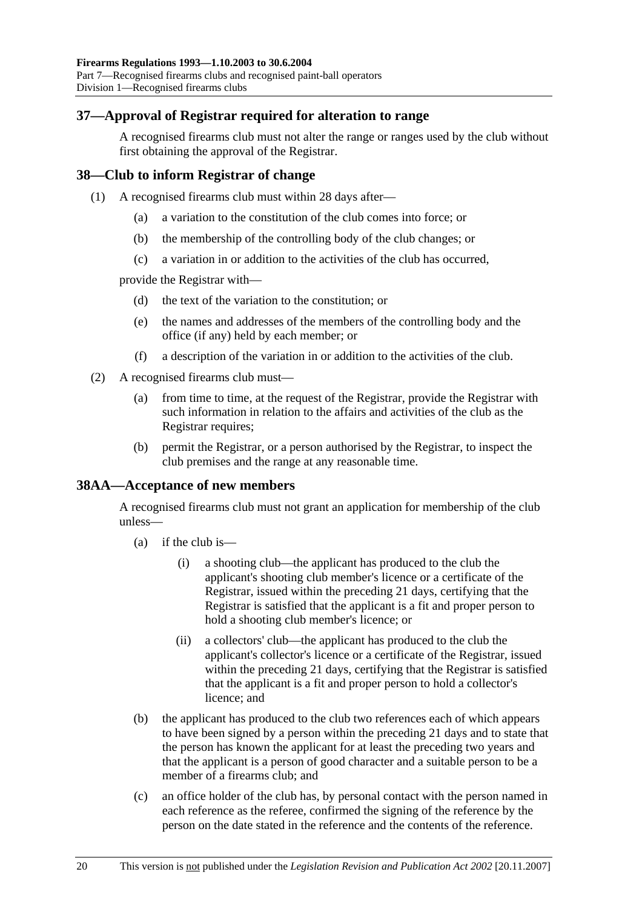## 37—Approval of Registrar required for alteration to range

A recognised firearms club must not alter the range or ranges used by the club without first obtaining the approval of the Registrar.

## 38—Club to inform Registrar of change

(1) A recognised firearms club must within 28 days after—

(a) a variation to the constitution of the club comes into force; or

(b) the membership of the controlling body of the club changes; or

(c) a variation in or addition to the activities of the club has occurred,

provide the Registrar with—

(d) the text of the variation to the constitution; or

(e) the names and addresses of the members of the controlling body and the office (if any) held by each member; or

(f) a description of the variation in or addition to the activities of the club.

(2) A recognised firearms club must—

(a) from time to time, at the request of the Registrar, provide the Registrar with such information in relation to the affairs and activities of the club as the Registrar requires;

(b) permit the Registrar, or a person authorised by the Registrar, to inspect the club premises and the range at any reasonable time.

## 38AA—Acceptance of new members

A recognised firearms club must not grant an application for membership of the club unless—

(a) if the club is—

(i) a shooting club—the applicant has produced to the club the applicant's shooting club member's licence or a certificate of the Registrar, issued within the preceding 21 days, certifying that the Registrar is satisfied that the applicant is a fit and proper person to hold a shooting club member's licence; or

(ii) a collectors' club—the applicant has produced to the club the applicant's collector's licence or a certificate of the Registrar, issued within the preceding 21 days, certifying that the Registrar is satisfied that the applicant is a fit and proper person to hold a collector's licence; and

(b) the applicant has produced to the club two references each of which appears to have been signed by a person within the preceding 21 days and to state that the person has known the applicant for at least the preceding two years and that the applicant is a person of good character and a suitable person to be a member of a firearms club; and

(c) an office holder of the club has, by personal contact with the person named in each reference as the referee, confirmed the signing of the reference by the person on the date stated in the reference and the contents of the reference.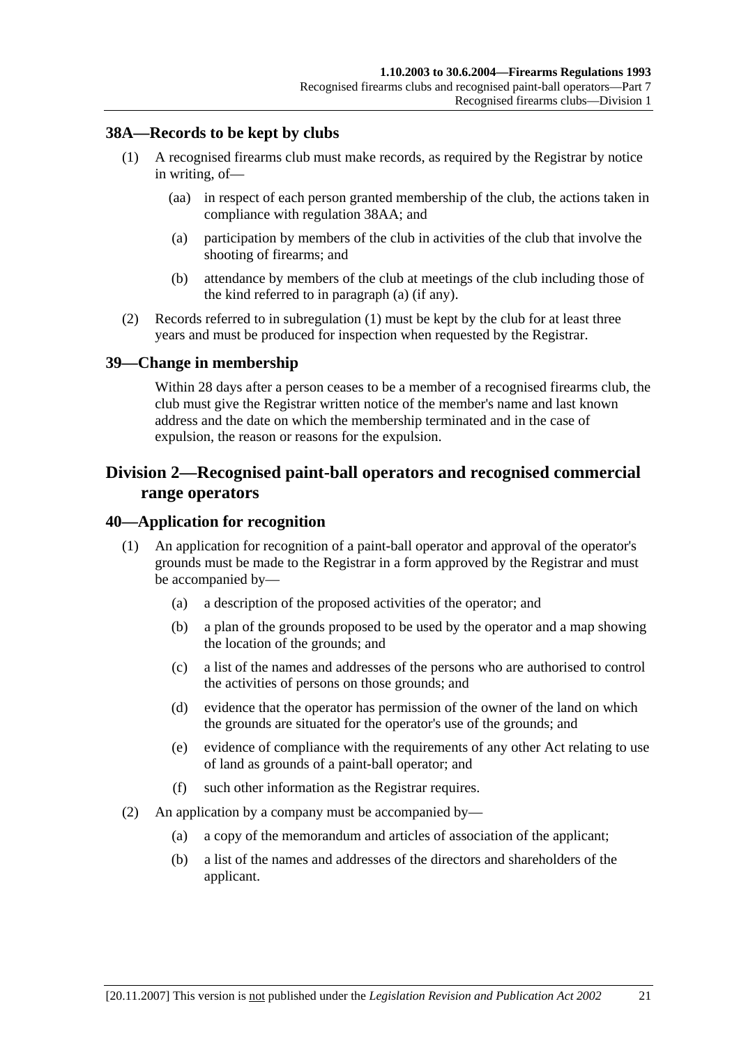## 38A—Records to be kept by clubs

(1) A recognised firearms club must make records, as required by the Registrar by notice in writing, of—

(aa) in respect of each person granted membership of the club, the actions taken in compliance with regulation 38AA; and

(a) participation by members of the club in activities of the club that involve the shooting of firearms; and

(b) attendance by members of the club at meetings of the club including those of the kind referred to in paragraph (a) (if any).

(2) Records referred to in subregulation (1) must be kept by the club for at least three years and must be produced for inspection when requested by the Registrar.

## 39—Change in membership

Within 28 days after a person ceases to be a member of a recognised firearms club, the club must give the Registrar written notice of the member's name and last known address and the date on which the membership terminated and in the case of expulsion, the reason or reasons for the expulsion.

# Division 2—Recognised paint-ball operators and recognised commercial range operators

## 40—Application for recognition

(1) An application for recognition of a paint-ball operator and approval of the operator's grounds must be made to the Registrar in a form approved by the Registrar and must be accompanied by—

(a) a description of the proposed activities of the operator; and

(b) a plan of the grounds proposed to be used by the operator and a map showing the location of the grounds; and

(c) a list of the names and addresses of the persons who are authorised to control the activities of persons on those grounds; and

(d) evidence that the operator has permission of the owner of the land on which the grounds are situated for the operator's use of the grounds; and

(e) evidence of compliance with the requirements of any other Act relating to use of land as grounds of a paint-ball operator; and

(f) such other information as the Registrar requires.

(2) An application by a company must be accompanied by—

(a) a copy of the memorandum and articles of association of the applicant;

(b) a list of the names and addresses of the directors and shareholders of the applicant.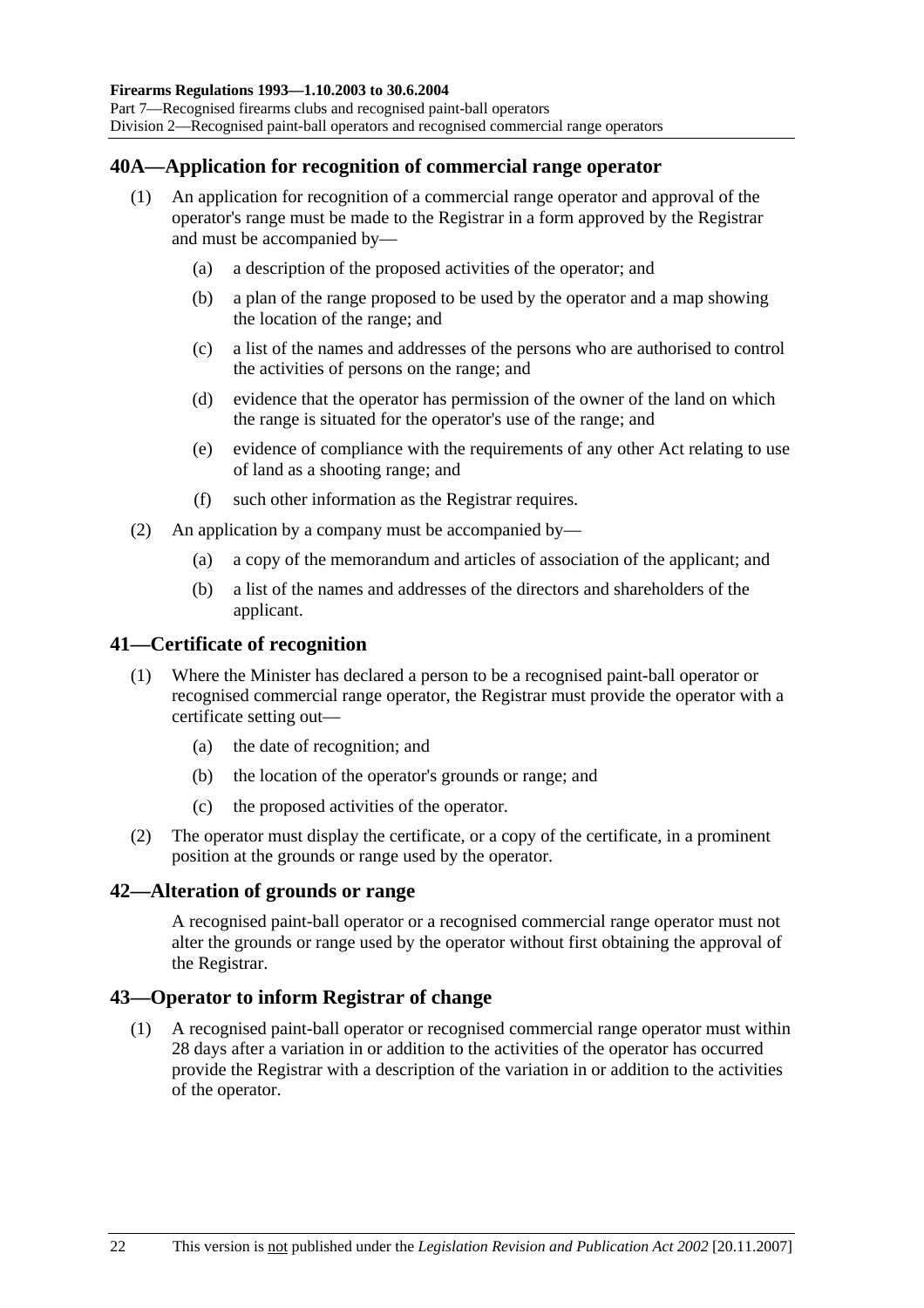## 40A—Application for recognition of commercial range operator

(1) An application for recognition of a commercial range operator and approval of the operator's range must be made to the Registrar in a form approved by the Registrar and must be accompanied by—

(a) a description of the proposed activities of the operator; and

(b) a plan of the range proposed to be used by the operator and a map showing the location of the range; and

(c) a list of the names and addresses of the persons who are authorised to control the activities of persons on the range; and

(d) evidence that the operator has permission of the owner of the land on which the range is situated for the operator's use of the range; and

(e) evidence of compliance with the requirements of any other Act relating to use of land as a shooting range; and

(f) such other information as the Registrar requires.

(2) An application by a company must be accompanied by—

(a) a copy of the memorandum and articles of association of the applicant; and

(b) a list of the names and addresses of the directors and shareholders of the applicant.

## 41—Certificate of recognition

(1) Where the Minister has declared a person to be a recognised paint-ball operator or recognised commercial range operator, the Registrar must provide the operator with a certificate setting out—

(a) the date of recognition; and

(b) the location of the operator's grounds or range; and

(c) the proposed activities of the operator.

(2) The operator must display the certificate, or a copy of the certificate, in a prominent position at the grounds or range used by the operator.

## 42—Alteration of grounds or range

A recognised paint-ball operator or a recognised commercial range operator must not alter the grounds or range used by the operator without first obtaining the approval of the Registrar.

## 43—Operator to inform Registrar of change

(1) A recognised paint-ball operator or recognised commercial range operator must within 28 days after a variation in or addition to the activities of the operator has occurred provide the Registrar with a description of the variation in or addition to the activities of the operator.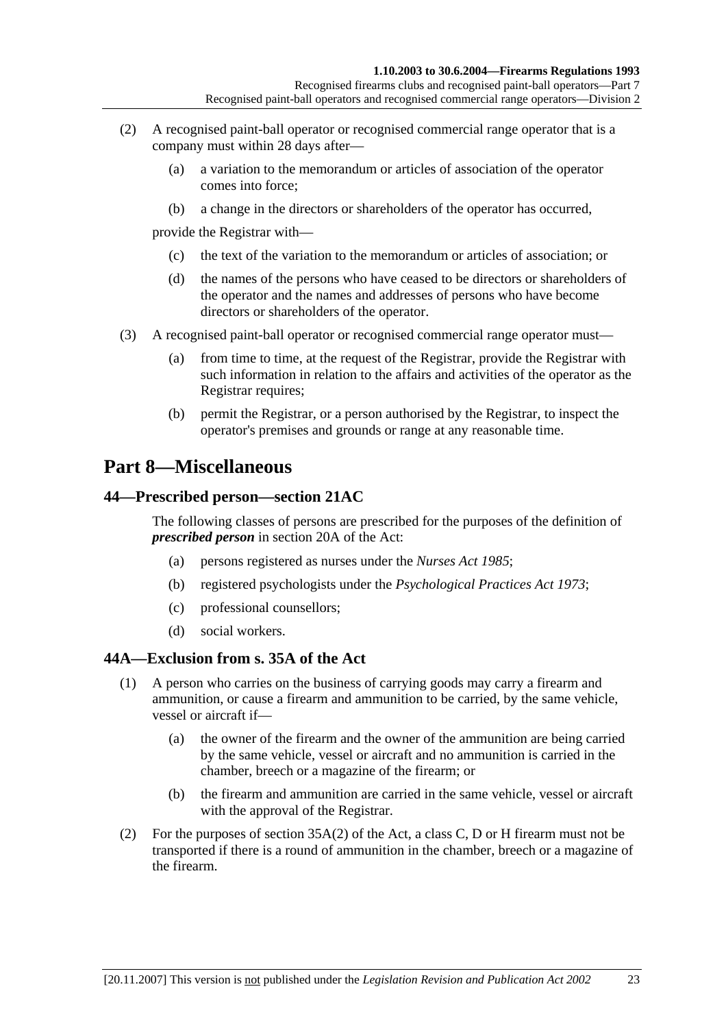(2) A recognised paint-ball operator or recognised commercial range operator that is a company must within 28 days after—

(a) a variation to the memorandum or articles of association of the operator comes into force;

(b) a change in the directors or shareholders of the operator has occurred,

provide the Registrar with—

(c) the text of the variation to the memorandum or articles of association; or

(d) the names of the persons who have ceased to be directors or shareholders of the operator and the names and addresses of persons who have become directors or shareholders of the operator.

(3) A recognised paint-ball operator or recognised commercial range operator must—

(a) from time to time, at the request of the Registrar, provide the Registrar with such information in relation to the affairs and activities of the operator as the Registrar requires;

(b) permit the Registrar, or a person authorised by the Registrar, to inspect the operator's premises and grounds or range at any reasonable time.

# Part 8—Miscellaneous

## 44—Prescribed person—section 21AC

The following classes of persons are prescribed for the purposes of the definition of ***prescribed person*** in section 20A of the Act:

(a) persons registered as nurses under the *Nurses Act 1985*;

(b) registered psychologists under the *Psychological Practices Act 1973*;

(c) professional counsellors;

(d) social workers.

## 44A—Exclusion from s. 35A of the Act

(1) A person who carries on the business of carrying goods may carry a firearm and ammunition, or cause a firearm and ammunition to be carried, by the same vehicle, vessel or aircraft if—

(a) the owner of the firearm and the owner of the ammunition are being carried by the same vehicle, vessel or aircraft and no ammunition is carried in the chamber, breech or a magazine of the firearm; or

(b) the firearm and ammunition are carried in the same vehicle, vessel or aircraft with the approval of the Registrar.

(2) For the purposes of section 35A(2) of the Act, a class C, D or H firearm must not be transported if there is a round of ammunition in the chamber, breech or a magazine of the firearm.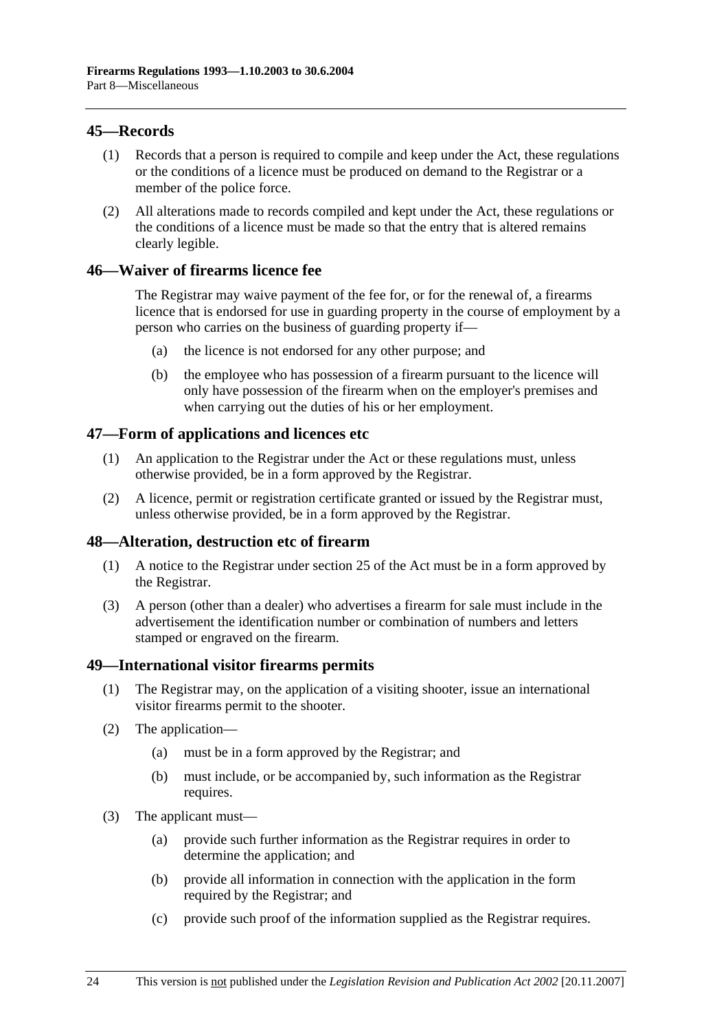## 45—Records

(1) Records that a person is required to compile and keep under the Act, these regulations or the conditions of a licence must be produced on demand to the Registrar or a member of the police force.

(2) All alterations made to records compiled and kept under the Act, these regulations or the conditions of a licence must be made so that the entry that is altered remains clearly legible.

## 46—Waiver of firearms licence fee

The Registrar may waive payment of the fee for, or for the renewal of, a firearms licence that is endorsed for use in guarding property in the course of employment by a person who carries on the business of guarding property if—

(a) the licence is not endorsed for any other purpose; and

(b) the employee who has possession of a firearm pursuant to the licence will only have possession of the firearm when on the employer's premises and when carrying out the duties of his or her employment.

## 47—Form of applications and licences etc

(1) An application to the Registrar under the Act or these regulations must, unless otherwise provided, be in a form approved by the Registrar.

(2) A licence, permit or registration certificate granted or issued by the Registrar must, unless otherwise provided, be in a form approved by the Registrar.

## 48—Alteration, destruction etc of firearm

(1) A notice to the Registrar under section 25 of the Act must be in a form approved by the Registrar.

(3) A person (other than a dealer) who advertises a firearm for sale must include in the advertisement the identification number or combination of numbers and letters stamped or engraved on the firearm.

## 49—International visitor firearms permits

(1) The Registrar may, on the application of a visiting shooter, issue an international visitor firearms permit to the shooter.

(2) The application—

(a) must be in a form approved by the Registrar; and

(b) must include, or be accompanied by, such information as the Registrar requires.

(3) The applicant must—

(a) provide such further information as the Registrar requires in order to determine the application; and

(b) provide all information in connection with the application in the form required by the Registrar; and

(c) provide such proof of the information supplied as the Registrar requires.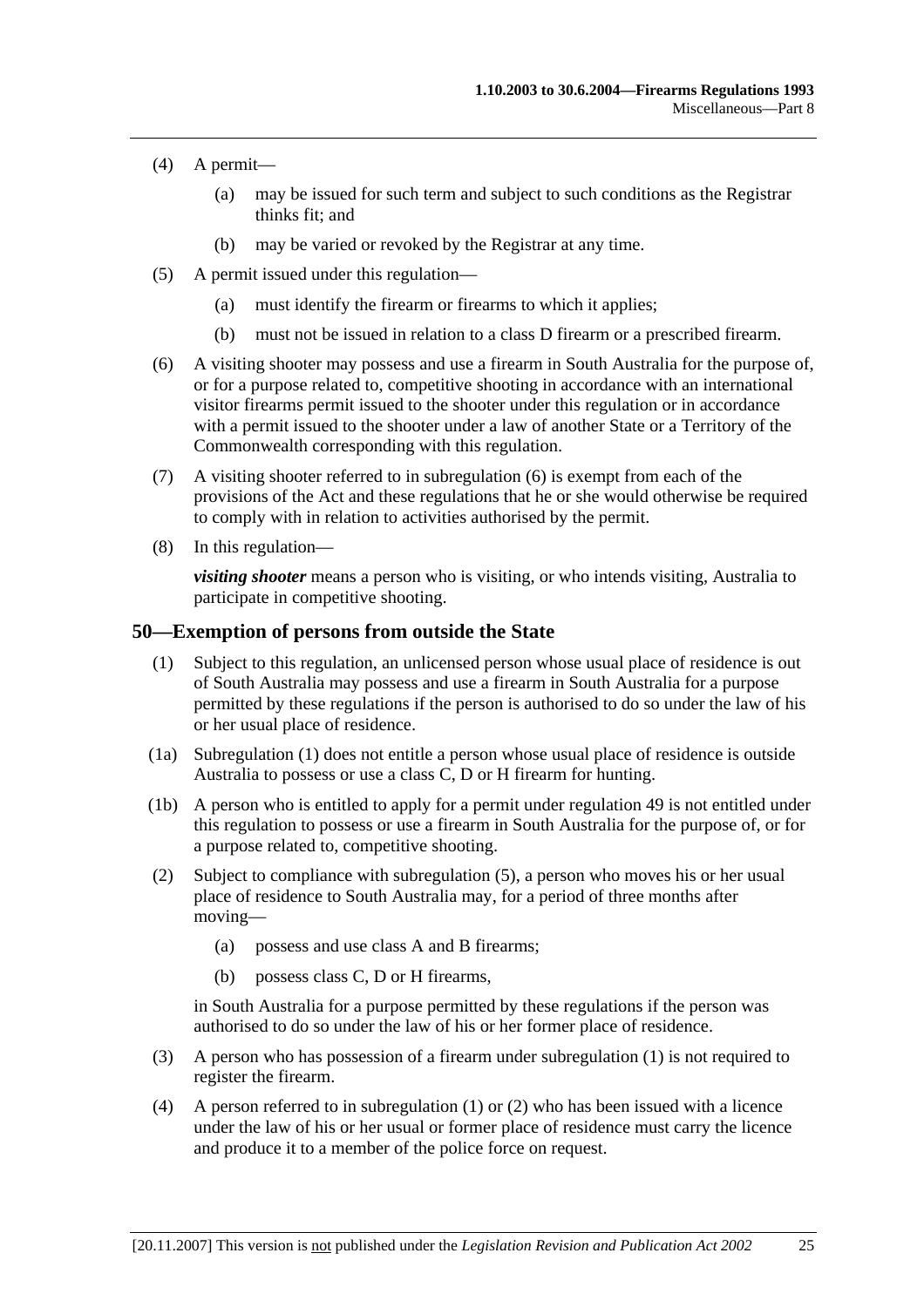(4) A permit—

(a) may be issued for such term and subject to such conditions as the Registrar thinks fit; and

(b) may be varied or revoked by the Registrar at any time.

(5) A permit issued under this regulation—

(a) must identify the firearm or firearms to which it applies;

(b) must not be issued in relation to a class D firearm or a prescribed firearm.

(6) A visiting shooter may possess and use a firearm in South Australia for the purpose of, or for a purpose related to, competitive shooting in accordance with an international visitor firearms permit issued to the shooter under this regulation or in accordance with a permit issued to the shooter under a law of another State or a Territory of the Commonwealth corresponding with this regulation.

(7) A visiting shooter referred to in subregulation (6) is exempt from each of the provisions of the Act and these regulations that he or she would otherwise be required to comply with in relation to activities authorised by the permit.

(8) In this regulation—

***visiting shooter*** means a person who is visiting, or who intends visiting, Australia to participate in competitive shooting.

## 50—Exemption of persons from outside the State

(1) Subject to this regulation, an unlicensed person whose usual place of residence is out of South Australia may possess and use a firearm in South Australia for a purpose permitted by these regulations if the person is authorised to do so under the law of his or her usual place of residence.

(1a) Subregulation (1) does not entitle a person whose usual place of residence is outside Australia to possess or use a class C, D or H firearm for hunting.

(1b) A person who is entitled to apply for a permit under regulation 49 is not entitled under this regulation to possess or use a firearm in South Australia for the purpose of, or for a purpose related to, competitive shooting.

(2) Subject to compliance with subregulation (5), a person who moves his or her usual place of residence to South Australia may, for a period of three months after moving—

(a) possess and use class A and B firearms;

(b) possess class C, D or H firearms,

in South Australia for a purpose permitted by these regulations if the person was authorised to do so under the law of his or her former place of residence.

(3) A person who has possession of a firearm under subregulation (1) is not required to register the firearm.

(4) A person referred to in subregulation (1) or (2) who has been issued with a licence under the law of his or her usual or former place of residence must carry the licence and produce it to a member of the police force on request.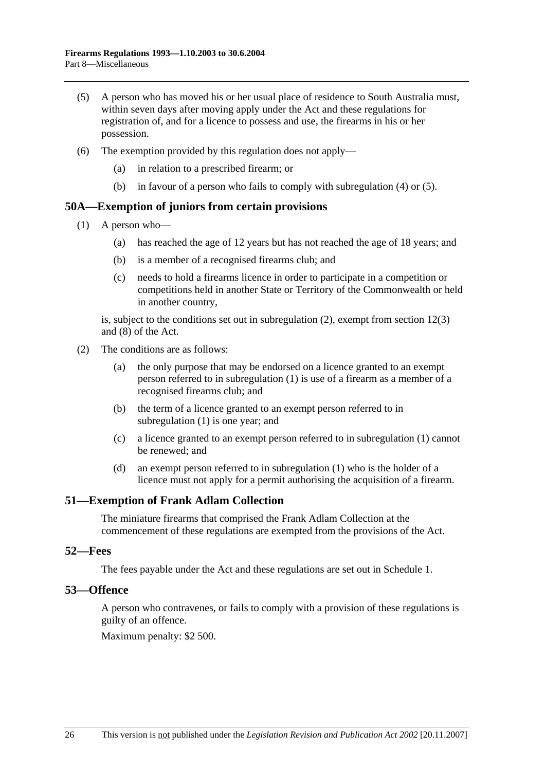(5) A person who has moved his or her usual place of residence to South Australia must, within seven days after moving apply under the Act and these regulations for registration of, and for a licence to possess and use, the firearms in his or her possession.

(6) The exemption provided by this regulation does not apply—

(a) in relation to a prescribed firearm; or

(b) in favour of a person who fails to comply with subregulation (4) or (5).

## 50A—Exemption of juniors from certain provisions

(1) A person who—

(a) has reached the age of 12 years but has not reached the age of 18 years; and

(b) is a member of a recognised firearms club; and

(c) needs to hold a firearms licence in order to participate in a competition or competitions held in another State or Territory of the Commonwealth or held in another country,

is, subject to the conditions set out in subregulation (2), exempt from section 12(3) and (8) of the Act.

(2) The conditions are as follows:

(a) the only purpose that may be endorsed on a licence granted to an exempt person referred to in subregulation (1) is use of a firearm as a member of a recognised firearms club; and

(b) the term of a licence granted to an exempt person referred to in subregulation (1) is one year; and

(c) a licence granted to an exempt person referred to in subregulation (1) cannot be renewed; and

(d) an exempt person referred to in subregulation (1) who is the holder of a licence must not apply for a permit authorising the acquisition of a firearm.

## 51—Exemption of Frank Adlam Collection

The miniature firearms that comprised the Frank Adlam Collection at the commencement of these regulations are exempted from the provisions of the Act.

## 52—Fees

The fees payable under the Act and these regulations are set out in Schedule 1.

## 53—Offence

A person who contravenes, or fails to comply with a provision of these regulations is guilty of an offence.

Maximum penalty: $2 500.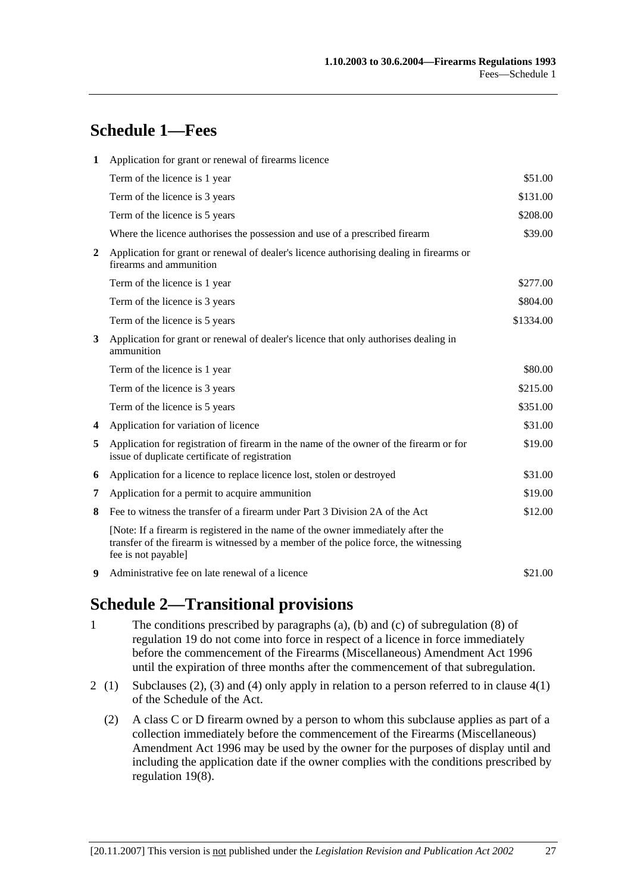## Schedule 1—Fees

| | | |
|---|---|---|
| **1** | Application for grant or renewal of firearms licence | |
| | Term of the licence is 1 year | $51.00 |
| | Term of the licence is 3 years | $131.00 |
| | Term of the licence is 5 years | $208.00 |
| | Where the licence authorises the possession and use of a prescribed firearm | $39.00 |
| **2** | Application for grant or renewal of dealer's licence authorising dealing in firearms or firearms and ammunition | |
| | Term of the licence is 1 year | $277.00 |
| | Term of the licence is 3 years | $804.00 |
| | Term of the licence is 5 years | $1334.00 |
| **3** | Application for grant or renewal of dealer's licence that only authorises dealing in ammunition | |
| | Term of the licence is 1 year | $80.00 |
| | Term of the licence is 3 years | $215.00 |
| | Term of the licence is 5 years | $351.00 |
| **4** | Application for variation of licence | $31.00 |
| **5** | Application for registration of firearm in the name of the owner of the firearm or for issue of duplicate certificate of registration | $19.00 |
| **6** | Application for a licence to replace licence lost, stolen or destroyed | $31.00 |
| **7** | Application for a permit to acquire ammunition | $19.00 |
| **8** | Fee to witness the transfer of a firearm under Part 3 Division 2A of the Act | $12.00 |
| | [Note: If a firearm is registered in the name of the owner immediately after the transfer of the firearm is witnessed by a member of the police force, the witnessing fee is not payable] | |
| **9** | Administrative fee on late renewal of a licence | $21.00 |

## Schedule 2—Transitional provisions

1 The conditions prescribed by paragraphs (a), (b) and (c) of subregulation (8) of regulation 19 do not come into force in respect of a licence in force immediately before the commencement of the Firearms (Miscellaneous) Amendment Act 1996 until the expiration of three months after the commencement of that subregulation.

2 (1) Subclauses (2), (3) and (4) only apply in relation to a person referred to in clause 4(1) of the Schedule of the Act.

(2) A class C or D firearm owned by a person to whom this subclause applies as part of a collection immediately before the commencement of the Firearms (Miscellaneous) Amendment Act 1996 may be used by the owner for the purposes of display until and including the application date if the owner complies with the conditions prescribed by regulation 19(8).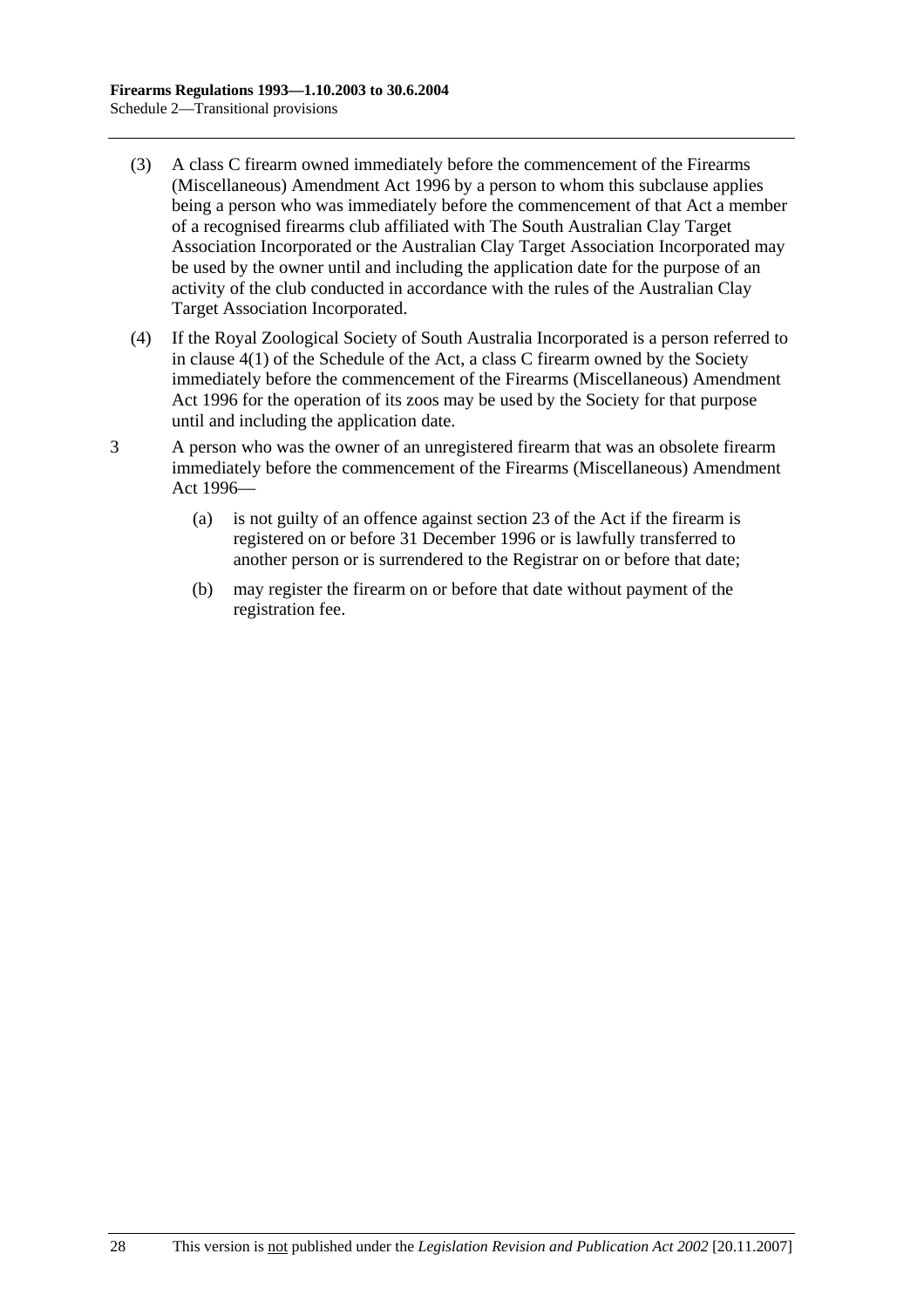(3) A class C firearm owned immediately before the commencement of the Firearms (Miscellaneous) Amendment Act 1996 by a person to whom this subclause applies being a person who was immediately before the commencement of that Act a member of a recognised firearms club affiliated with The South Australian Clay Target Association Incorporated or the Australian Clay Target Association Incorporated may be used by the owner until and including the application date for the purpose of an activity of the club conducted in accordance with the rules of the Australian Clay Target Association Incorporated.

(4) If the Royal Zoological Society of South Australia Incorporated is a person referred to in clause 4(1) of the Schedule of the Act, a class C firearm owned by the Society immediately before the commencement of the Firearms (Miscellaneous) Amendment Act 1996 for the operation of its zoos may be used by the Society for that purpose until and including the application date.

3 A person who was the owner of an unregistered firearm that was an obsolete firearm immediately before the commencement of the Firearms (Miscellaneous) Amendment Act 1996—

(a) is not guilty of an offence against section 23 of the Act if the firearm is registered on or before 31 December 1996 or is lawfully transferred to another person or is surrendered to the Registrar on or before that date;

(b) may register the firearm on or before that date without payment of the registration fee.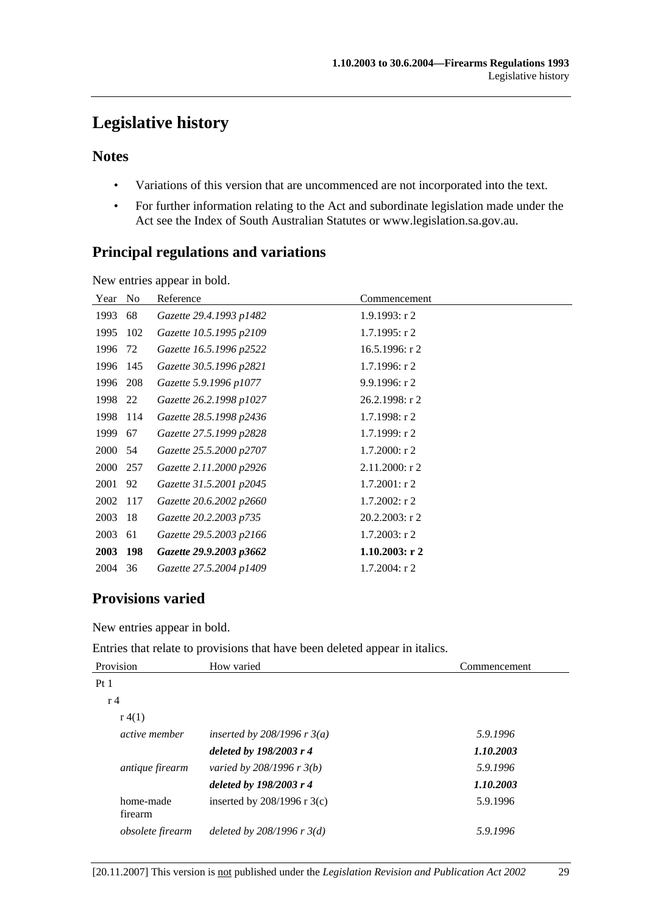# Legislative history

## Notes

- Variations of this version that are uncommenced are not incorporated into the text.
- For further information relating to the Act and subordinate legislation made under the Act see the Index of South Australian Statutes or www.legislation.sa.gov.au.

## Principal regulations and variations

New entries appear in bold.

| Year | No | Reference | Commencement |
|---|---|---|---|
| 1993 | 68 | *Gazette 29.4.1993 p1482* | 1.9.1993: r 2 |
| 1995 | 102 | *Gazette 10.5.1995 p2109* | 1.7.1995: r 2 |
| 1996 | 72 | *Gazette 16.5.1996 p2522* | 16.5.1996: r 2 |
| 1996 | 145 | *Gazette 30.5.1996 p2821* | 1.7.1996: r 2 |
| 1996 | 208 | *Gazette 5.9.1996 p1077* | 9.9.1996: r 2 |
| 1998 | 22 | *Gazette 26.2.1998 p1027* | 26.2.1998: r 2 |
| 1998 | 114 | *Gazette 28.5.1998 p2436* | 1.7.1998: r 2 |
| 1999 | 67 | *Gazette 27.5.1999 p2828* | 1.7.1999: r 2 |
| 2000 | 54 | *Gazette 25.5.2000 p2707* | 1.7.2000: r 2 |
| 2000 | 257 | *Gazette 2.11.2000 p2926* | 2.11.2000: r 2 |
| 2001 | 92 | *Gazette 31.5.2001 p2045* | 1.7.2001: r 2 |
| 2002 | 117 | *Gazette 20.6.2002 p2660* | 1.7.2002: r 2 |
| 2003 | 18 | *Gazette 20.2.2003 p735* | 20.2.2003: r 2 |
| 2003 | 61 | *Gazette 29.5.2003 p2166* | 1.7.2003: r 2 |
| **2003** | **198** | ***Gazette 29.9.2003 p3662*** | **1.10.2003: r 2** |
| 2004 | 36 | *Gazette 27.5.2004 p1409* | 1.7.2004: r 2 |

## Provisions varied

New entries appear in bold.

Entries that relate to provisions that have been deleted appear in italics.

| Provision | How varied | Commencement |
|---|---|---|
| Pt 1 | | |
| r 4 | | |
| r 4(1) | | |
| *active member* | *inserted by 208/1996 r 3(a)* | *5.9.1996* |
| | ***deleted by 198/2003 r 4*** | ***1.10.2003*** |
| *antique firearm* | *varied by 208/1996 r 3(b)* | *5.9.1996* |
| | ***deleted by 198/2003 r 4*** | ***1.10.2003*** |
| home-made firearm | inserted by 208/1996 r 3(c) | 5.9.1996 |
| *obsolete firearm* | *deleted by 208/1996 r 3(d)* | *5.9.1996* |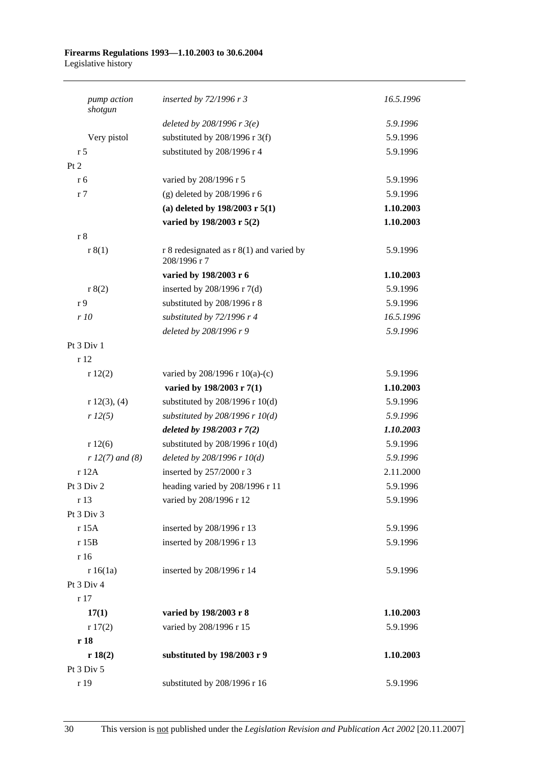| | | |
|---|---|---|
| *pump action shotgun* | *inserted by 72/1996 r 3* | *16.5.1996* |
| | *deleted by 208/1996 r 3(e)* | *5.9.1996* |
| Very pistol | substituted by 208/1996 r 3(f) | 5.9.1996 |
| r 5 | substituted by 208/1996 r 4 | 5.9.1996 |
| Pt 2 | | |
| r 6 | varied by 208/1996 r 5 | 5.9.1996 |
| r 7 | (g) deleted by 208/1996 r 6 | 5.9.1996 |
| | **(a) deleted by 198/2003 r 5(1)** | **1.10.2003** |
| | **varied by 198/2003 r 5(2)** | **1.10.2003** |
| r 8 | | |
| r 8(1) | r 8 redesignated as r 8(1) and varied by 208/1996 r 7 | 5.9.1996 |
| | **varied by 198/2003 r 6** | **1.10.2003** |
| r 8(2) | inserted by 208/1996 r 7(d) | 5.9.1996 |
| r 9 | substituted by 208/1996 r 8 | 5.9.1996 |
| *r 10* | *substituted by 72/1996 r 4* | *16.5.1996* |
| | *deleted by 208/1996 r 9* | *5.9.1996* |
| Pt 3 Div 1 | | |
| r 12 | | |
| r 12(2) | varied by 208/1996 r 10(a)-(c) | 5.9.1996 |
| | **varied by 198/2003 r 7(1)** | **1.10.2003** |
| r 12(3), (4) | substituted by 208/1996 r 10(d) | 5.9.1996 |
| *r 12(5)* | *substituted by 208/1996 r 10(d)* | *5.9.1996* |
| | ***deleted by 198/2003 r 7(2)*** | ***1.10.2003*** |
| r 12(6) | substituted by 208/1996 r 10(d) | 5.9.1996 |
| *r 12(7) and (8)* | *deleted by 208/1996 r 10(d)* | *5.9.1996* |
| r 12A | inserted by 257/2000 r 3 | 2.11.2000 |
| Pt 3 Div 2 | heading varied by 208/1996 r 11 | 5.9.1996 |
| r 13 | varied by 208/1996 r 12 | 5.9.1996 |
| Pt 3 Div 3 | | |
| r 15A | inserted by 208/1996 r 13 | 5.9.1996 |
| r 15B | inserted by 208/1996 r 13 | 5.9.1996 |
| r 16 | | |
| r 16(1a) | inserted by 208/1996 r 14 | 5.9.1996 |
| Pt 3 Div 4 | | |
| r 17 | | |
| **17(1)** | **varied by 198/2003 r 8** | **1.10.2003** |
| r 17(2) | varied by 208/1996 r 15 | 5.9.1996 |
| **r 18** | | |
| **r 18(2)** | **substituted by 198/2003 r 9** | **1.10.2003** |
| Pt 3 Div 5 | | |
| r 19 | substituted by 208/1996 r 16 | 5.9.1996 |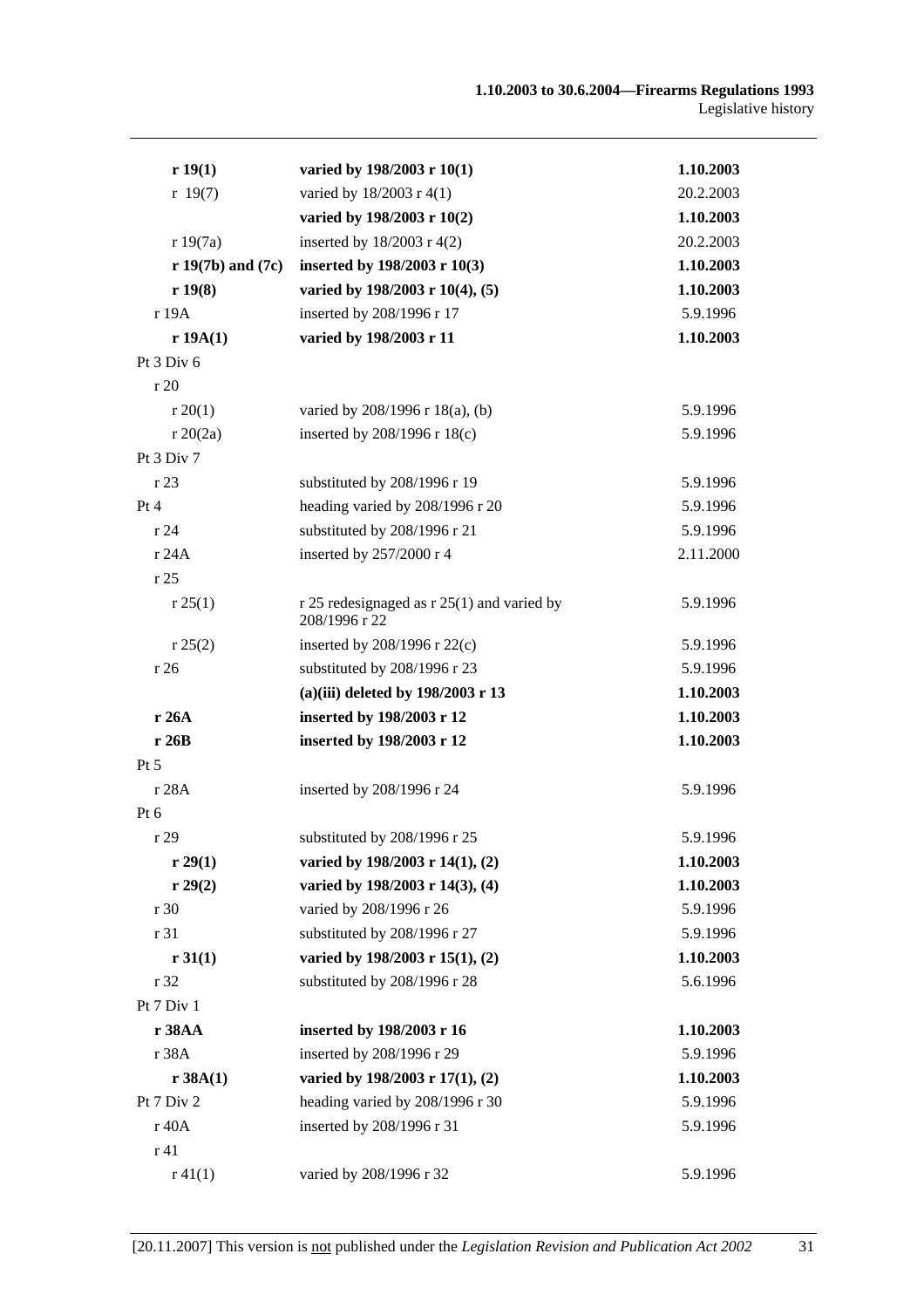| | | |
|---|---|---|
| **r 19(1)** | **varied by 198/2003 r 10(1)** | **1.10.2003** |
| r 19(7) | varied by 18/2003 r 4(1) | 20.2.2003 |
| | **varied by 198/2003 r 10(2)** | **1.10.2003** |
| r 19(7a) | inserted by 18/2003 r 4(2) | 20.2.2003 |
| **r 19(7b) and (7c)** | **inserted by 198/2003 r 10(3)** | **1.10.2003** |
| **r 19(8)** | **varied by 198/2003 r 10(4), (5)** | **1.10.2003** |
| r 19A | inserted by 208/1996 r 17 | 5.9.1996 |
| **r 19A(1)** | **varied by 198/2003 r 11** | **1.10.2003** |
| Pt 3 Div 6 | | |
| r 20 | | |
| r 20(1) | varied by 208/1996 r 18(a), (b) | 5.9.1996 |
| r 20(2a) | inserted by 208/1996 r 18(c) | 5.9.1996 |
| Pt 3 Div 7 | | |
| r 23 | substituted by 208/1996 r 19 | 5.9.1996 |
| Pt 4 | heading varied by 208/1996 r 20 | 5.9.1996 |
| r 24 | substituted by 208/1996 r 21 | 5.9.1996 |
| r 24A | inserted by 257/2000 r 4 | 2.11.2000 |
| r 25 | | |
| r 25(1) | r 25 redesignaged as r 25(1) and varied by 208/1996 r 22 | 5.9.1996 |
| r 25(2) | inserted by 208/1996 r 22(c) | 5.9.1996 |
| r 26 | substituted by 208/1996 r 23 | 5.9.1996 |
| | **(a)(iii) deleted by 198/2003 r 13** | **1.10.2003** |
| **r 26A** | **inserted by 198/2003 r 12** | **1.10.2003** |
| **r 26B** | **inserted by 198/2003 r 12** | **1.10.2003** |
| Pt 5 | | |
| r 28A | inserted by 208/1996 r 24 | 5.9.1996 |
| Pt 6 | | |
| r 29 | substituted by 208/1996 r 25 | 5.9.1996 |
| **r 29(1)** | **varied by 198/2003 r 14(1), (2)** | **1.10.2003** |
| **r 29(2)** | **varied by 198/2003 r 14(3), (4)** | **1.10.2003** |
| r 30 | varied by 208/1996 r 26 | 5.9.1996 |
| r 31 | substituted by 208/1996 r 27 | 5.9.1996 |
| **r 31(1)** | **varied by 198/2003 r 15(1), (2)** | **1.10.2003** |
| r 32 | substituted by 208/1996 r 28 | 5.6.1996 |
| Pt 7 Div 1 | | |
| **r 38AA** | **inserted by 198/2003 r 16** | **1.10.2003** |
| r 38A | inserted by 208/1996 r 29 | 5.9.1996 |
| **r 38A(1)** | **varied by 198/2003 r 17(1), (2)** | **1.10.2003** |
| Pt 7 Div 2 | heading varied by 208/1996 r 30 | 5.9.1996 |
| r 40A | inserted by 208/1996 r 31 | 5.9.1996 |
| r 41 | | |
| r 41(1) | varied by 208/1996 r 32 | 5.9.1996 |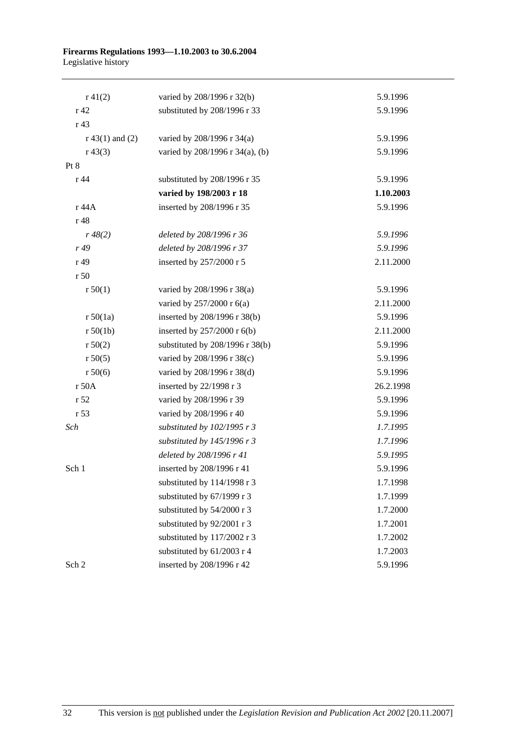| | | |
|---|---|---|
| r 41(2) | varied by 208/1996 r 32(b) | 5.9.1996 |
| r 42 | substituted by 208/1996 r 33 | 5.9.1996 |
| r 43 | | |
| r 43(1) and (2) | varied by 208/1996 r 34(a) | 5.9.1996 |
| r 43(3) | varied by 208/1996 r 34(a), (b) | 5.9.1996 |
| Pt 8 | | |
| r 44 | substituted by 208/1996 r 35 | 5.9.1996 |
| | **varied by 198/2003 r 18** | **1.10.2003** |
| r 44A | inserted by 208/1996 r 35 | 5.9.1996 |
| r 48 | | |
| *r 48(2)* | *deleted by 208/1996 r 36* | *5.9.1996* |
| *r 49* | *deleted by 208/1996 r 37* | *5.9.1996* |
| r 49 | inserted by 257/2000 r 5 | 2.11.2000 |
| r 50 | | |
| r 50(1) | varied by 208/1996 r 38(a) | 5.9.1996 |
| | varied by 257/2000 r 6(a) | 2.11.2000 |
| r 50(1a) | inserted by 208/1996 r 38(b) | 5.9.1996 |
| r 50(1b) | inserted by 257/2000 r 6(b) | 2.11.2000 |
| r 50(2) | substituted by 208/1996 r 38(b) | 5.9.1996 |
| r 50(5) | varied by 208/1996 r 38(c) | 5.9.1996 |
| r 50(6) | varied by 208/1996 r 38(d) | 5.9.1996 |
| r 50A | inserted by 22/1998 r 3 | 26.2.1998 |
| r 52 | varied by 208/1996 r 39 | 5.9.1996 |
| r 53 | varied by 208/1996 r 40 | 5.9.1996 |
| *Sch* | *substituted by 102/1995 r 3* | *1.7.1995* |
| | *substituted by 145/1996 r 3* | *1.7.1996* |
| | *deleted by 208/1996 r 41* | *5.9.1995* |
| Sch 1 | inserted by 208/1996 r 41 | 5.9.1996 |
| | substituted by 114/1998 r 3 | 1.7.1998 |
| | substituted by 67/1999 r 3 | 1.7.1999 |
| | substituted by 54/2000 r 3 | 1.7.2000 |
| | substituted by 92/2001 r 3 | 1.7.2001 |
| | substituted by 117/2002 r 3 | 1.7.2002 |
| | substituted by 61/2003 r 4 | 1.7.2003 |
| Sch 2 | inserted by 208/1996 r 42 | 5.9.1996 |